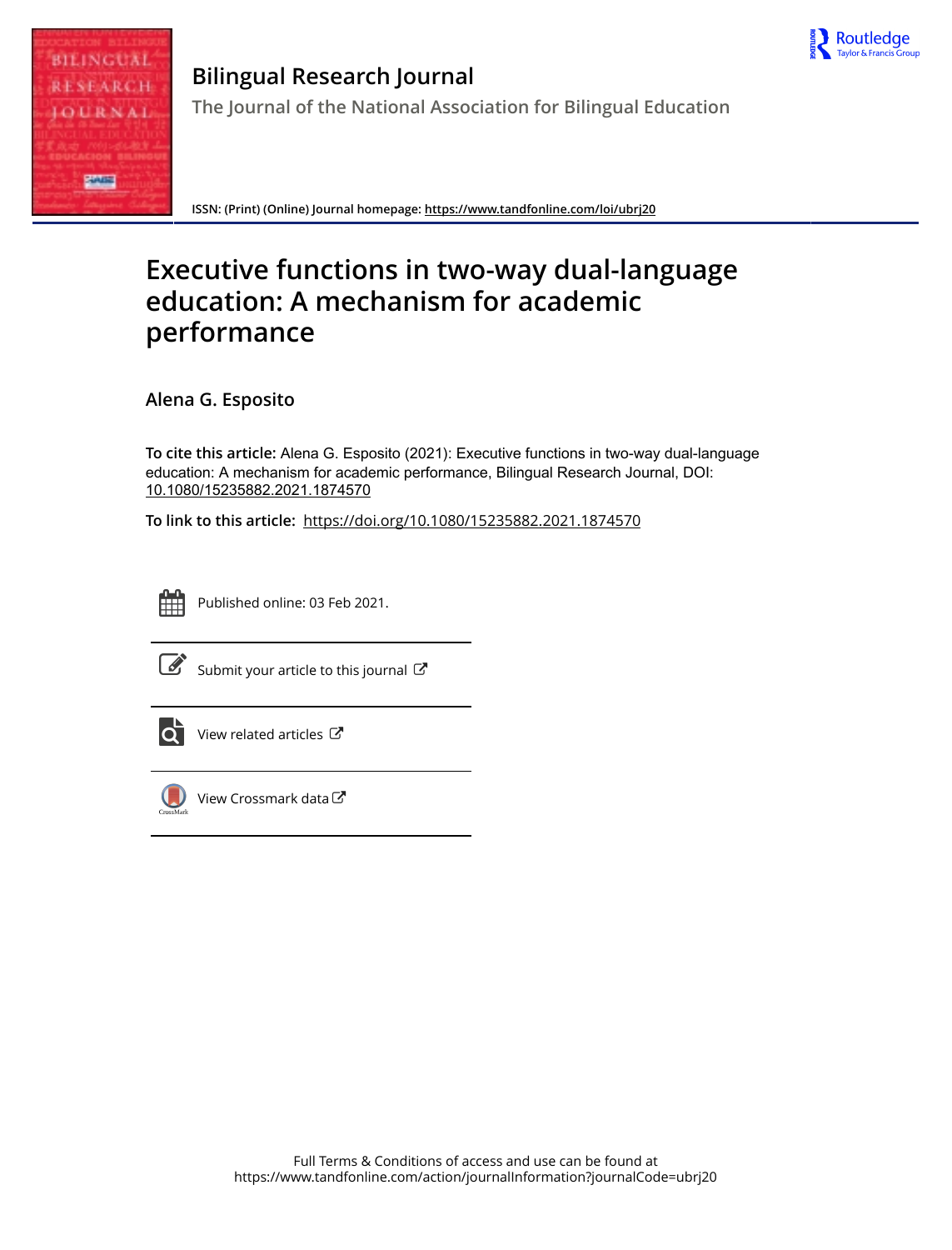# Bilingual Research Journal

The Journal of the National Association for Bilingual Education

ISSN: (Print) (Online) Journal homepage: https://www.tandfonline.com/loi/ubrj20

# Executive functions in two-way dual-language education: A mechanism for academic performance

**Alena G. Esposito**

**To cite this article:** Alena G. Esposito (2021): Executive functions in two-way dual-language education: A mechanism for academic performance, Bilingual Research Journal, DOI: 10.1080/15235882.2021.1874570

**To link to this article:** https://doi.org/10.1080/15235882.2021.1874570

Published online: 03 Feb 2021.

Submit your article to this journal

View related articles

View Crossmark data

Full Terms & Conditions of access and use can be found at https://www.tandfonline.com/action/journalInformation?journalCode=ubrj20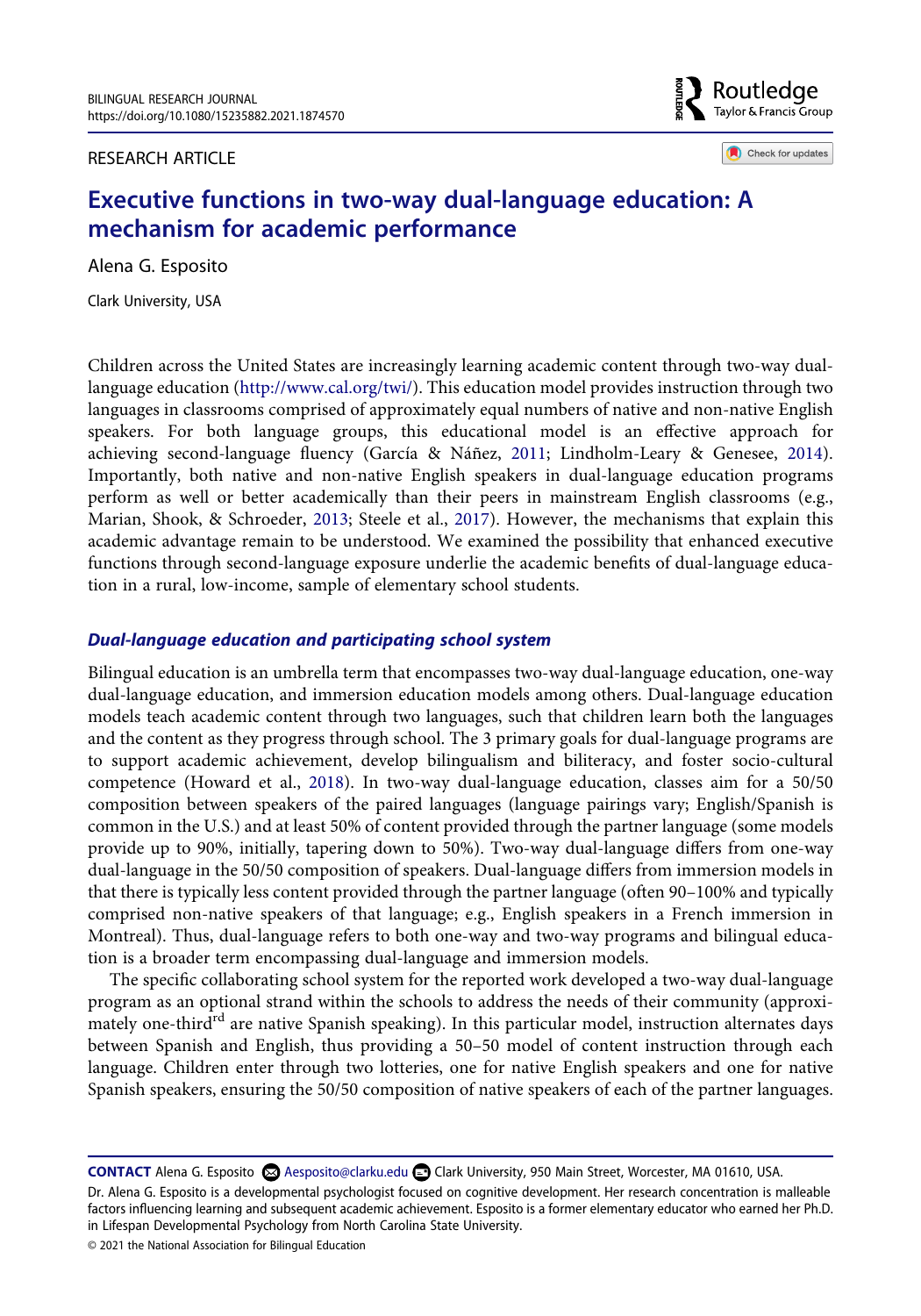# Executive functions in two-way dual-language education: A mechanism for academic performance

Alena G. Esposito

Clark University, USA

Children across the United States are increasingly learning academic content through two-way dual-language education (http://www.cal.org/twi/). This education model provides instruction through two languages in classrooms comprised of approximately equal numbers of native and non-native English speakers. For both language groups, this educational model is an effective approach for achieving second-language fluency (García & Náñez, 2011; Lindholm-Leary & Genesee, 2014). Importantly, both native and non-native English speakers in dual-language education programs perform as well or better academically than their peers in mainstream English classrooms (e.g., Marian, Shook, & Schroeder, 2013; Steele et al., 2017). However, the mechanisms that explain this academic advantage remain to be understood. We examined the possibility that enhanced executive functions through second-language exposure underlie the academic benefits of dual-language education in a rural, low-income, sample of elementary school students.

## *Dual-language education and participating school system*

Bilingual education is an umbrella term that encompasses two-way dual-language education, one-way dual-language education, and immersion education models among others. Dual-language education models teach academic content through two languages, such that children learn both the languages and the content as they progress through school. The 3 primary goals for dual-language programs are to support academic achievement, develop bilingualism and biliteracy, and foster socio-cultural competence (Howard et al., 2018). In two-way dual-language education, classes aim for a 50/50 composition between speakers of the paired languages (language pairings vary; English/Spanish is common in the U.S.) and at least 50% of content provided through the partner language (some models provide up to 90%, initially, tapering down to 50%). Two-way dual-language differs from one-way dual-language in the 50/50 composition of speakers. Dual-language differs from immersion models in that there is typically less content provided through the partner language (often 90–100% and typically comprised non-native speakers of that language; e.g., English speakers in a French immersion in Montreal). Thus, dual-language refers to both one-way and two-way programs and bilingual education is a broader term encompassing dual-language and immersion models.

The specific collaborating school system for the reported work developed a two-way dual-language program as an optional strand within the schools to address the needs of their community (approximately one-third[rd] are native Spanish speaking). In this particular model, instruction alternates days between Spanish and English, thus providing a 50–50 model of content instruction through each language. Children enter through two lotteries, one for native English speakers and one for native Spanish speakers, ensuring the 50/50 composition of native speakers of each of the partner languages.

---

**CONTACT** Alena G. Esposito Aesposito@clarku.edu Clark University, 950 Main Street, Worcester, MA 01610, USA.

Dr. Alena G. Esposito is a developmental psychologist focused on cognitive development. Her research concentration is malleable factors influencing learning and subsequent academic achievement. Esposito is a former elementary educator who earned her Ph.D. in Lifespan Developmental Psychology from North Carolina State University.

© 2021 the National Association for Bilingual Education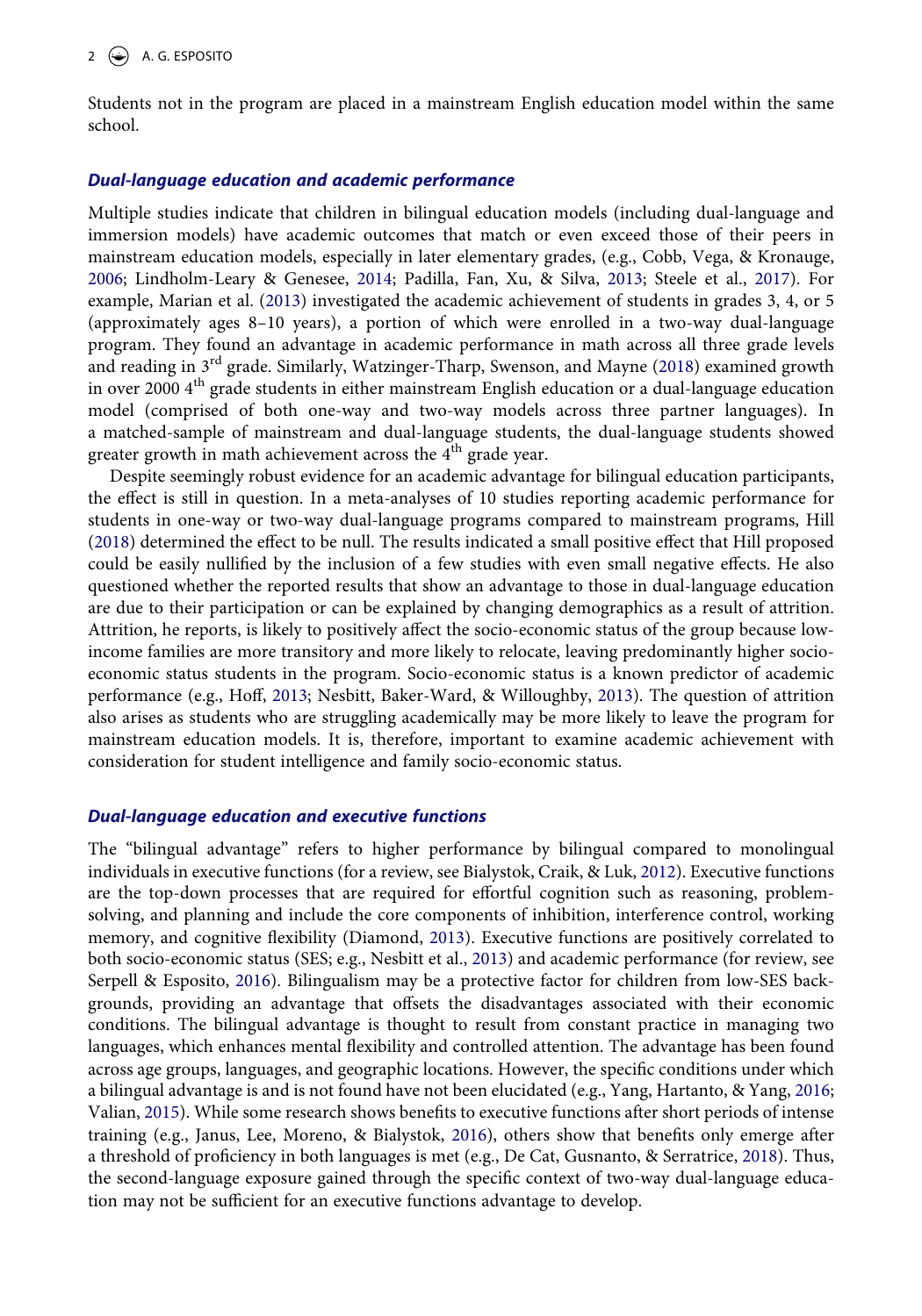Students not in the program are placed in a mainstream English education model within the same school.

### *Dual-language education and academic performance*

Multiple studies indicate that children in bilingual education models (including dual-language and immersion models) have academic outcomes that match or even exceed those of their peers in mainstream education models, especially in later elementary grades, (e.g., Cobb, Vega, & Kronauge, 2006; Lindholm-Leary & Genesee, 2014; Padilla, Fan, Xu, & Silva, 2013; Steele et al., 2017). For example, Marian et al. (2013) investigated the academic achievement of students in grades 3, 4, or 5 (approximately ages 8–10 years), a portion of which were enrolled in a two-way dual-language program. They found an advantage in academic performance in math across all three grade levels and reading in 3rd grade. Similarly, Watzinger-Tharp, Swenson, and Mayne (2018) examined growth in over 2000 4th grade students in either mainstream English education or a dual-language education model (comprised of both one-way and two-way models across three partner languages). In a matched-sample of mainstream and dual-language students, the dual-language students showed greater growth in math achievement across the 4th grade year.

Despite seemingly robust evidence for an academic advantage for bilingual education participants, the effect is still in question. In a meta-analyses of 10 studies reporting academic performance for students in one-way or two-way dual-language programs compared to mainstream programs, Hill (2018) determined the effect to be null. The results indicated a small positive effect that Hill proposed could be easily nullified by the inclusion of a few studies with even small negative effects. He also questioned whether the reported results that show an advantage to those in dual-language education are due to their participation or can be explained by changing demographics as a result of attrition. Attrition, he reports, is likely to positively affect the socio-economic status of the group because low-income families are more transitory and more likely to relocate, leaving predominantly higher socio-economic status students in the program. Socio-economic status is a known predictor of academic performance (e.g., Hoff, 2013; Nesbitt, Baker-Ward, & Willoughby, 2013). The question of attrition also arises as students who are struggling academically may be more likely to leave the program for mainstream education models. It is, therefore, important to examine academic achievement with consideration for student intelligence and family socio-economic status.

### *Dual-language education and executive functions*

The "bilingual advantage" refers to higher performance by bilingual compared to monolingual individuals in executive functions (for a review, see Bialystok, Craik, & Luk, 2012). Executive functions are the top-down processes that are required for effortful cognition such as reasoning, problem-solving, and planning and include the core components of inhibition, interference control, working memory, and cognitive flexibility (Diamond, 2013). Executive functions are positively correlated to both socio-economic status (SES; e.g., Nesbitt et al., 2013) and academic performance (for review, see Serpell & Esposito, 2016). Bilingualism may be a protective factor for children from low-SES backgrounds, providing an advantage that offsets the disadvantages associated with their economic conditions. The bilingual advantage is thought to result from constant practice in managing two languages, which enhances mental flexibility and controlled attention. The advantage has been found across age groups, languages, and geographic locations. However, the specific conditions under which a bilingual advantage is and is not found have not been elucidated (e.g., Yang, Hartanto, & Yang, 2016; Valian, 2015). While some research shows benefits to executive functions after short periods of intense training (e.g., Janus, Lee, Moreno, & Bialystok, 2016), others show that benefits only emerge after a threshold of proficiency in both languages is met (e.g., De Cat, Gusnanto, & Serratrice, 2018). Thus, the second-language exposure gained through the specific context of two-way dual-language education may not be sufficient for an executive functions advantage to develop.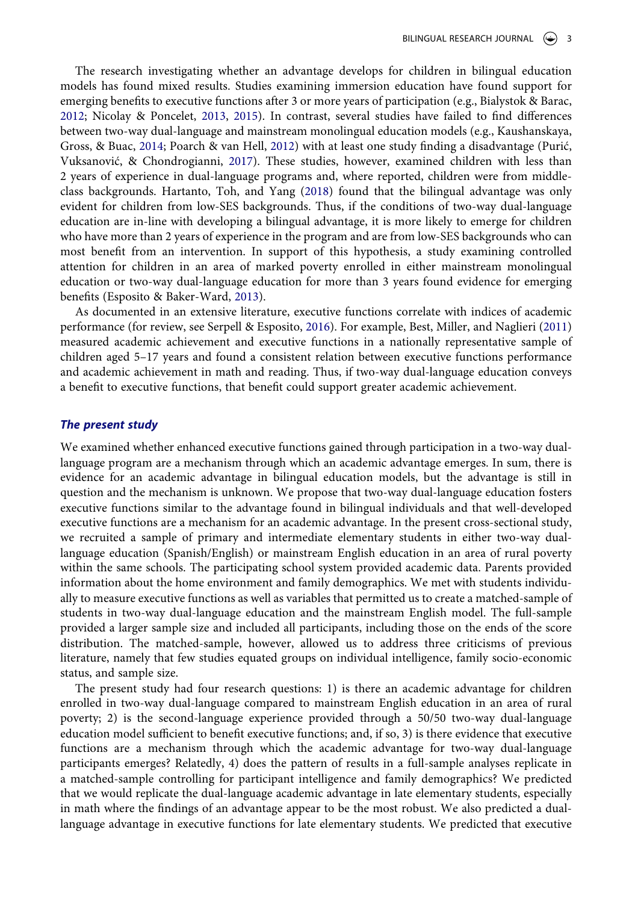The research investigating whether an advantage develops for children in bilingual education models has found mixed results. Studies examining immersion education have found support for emerging benefits to executive functions after 3 or more years of participation (e.g., Bialystok & Barac, 2012; Nicolay & Poncelet, 2013, 2015). In contrast, several studies have failed to find differences between two-way dual-language and mainstream monolingual education models (e.g., Kaushanskaya, Gross, & Buac, 2014; Poarch & van Hell, 2012) with at least one study finding a disadvantage (Purić, Vuksanović, & Chondrogianni, 2017). These studies, however, examined children with less than 2 years of experience in dual-language programs and, where reported, children were from middle-class backgrounds. Hartanto, Toh, and Yang (2018) found that the bilingual advantage was only evident for children from low-SES backgrounds. Thus, if the conditions of two-way dual-language education are in-line with developing a bilingual advantage, it is more likely to emerge for children who have more than 2 years of experience in the program and are from low-SES backgrounds who can most benefit from an intervention. In support of this hypothesis, a study examining controlled attention for children in an area of marked poverty enrolled in either mainstream monolingual education or two-way dual-language education for more than 3 years found evidence for emerging benefits (Esposito & Baker-Ward, 2013).

As documented in an extensive literature, executive functions correlate with indices of academic performance (for review, see Serpell & Esposito, 2016). For example, Best, Miller, and Naglieri (2011) measured academic achievement and executive functions in a nationally representative sample of children aged 5–17 years and found a consistent relation between executive functions performance and academic achievement in math and reading. Thus, if two-way dual-language education conveys a benefit to executive functions, that benefit could support greater academic achievement.

### *The present study*

We examined whether enhanced executive functions gained through participation in a two-way dual-language program are a mechanism through which an academic advantage emerges. In sum, there is evidence for an academic advantage in bilingual education models, but the advantage is still in question and the mechanism is unknown. We propose that two-way dual-language education fosters executive functions similar to the advantage found in bilingual individuals and that well-developed executive functions are a mechanism for an academic advantage. In the present cross-sectional study, we recruited a sample of primary and intermediate elementary students in either two-way dual-language education (Spanish/English) or mainstream English education in an area of rural poverty within the same schools. The participating school system provided academic data. Parents provided information about the home environment and family demographics. We met with students individually to measure executive functions as well as variables that permitted us to create a matched-sample of students in two-way dual-language education and the mainstream English model. The full-sample provided a larger sample size and included all participants, including those on the ends of the score distribution. The matched-sample, however, allowed us to address three criticisms of previous literature, namely that few studies equated groups on individual intelligence, family socio-economic status, and sample size.

The present study had four research questions: 1) is there an academic advantage for children enrolled in two-way dual-language compared to mainstream English education in an area of rural poverty; 2) is the second-language experience provided through a 50/50 two-way dual-language education model sufficient to benefit executive functions; and, if so, 3) is there evidence that executive functions are a mechanism through which the academic advantage for two-way dual-language participants emerges? Relatedly, 4) does the pattern of results in a full-sample analyses replicate in a matched-sample controlling for participant intelligence and family demographics? We predicted that we would replicate the dual-language academic advantage in late elementary students, especially in math where the findings of an advantage appear to be the most robust. We also predicted a dual-language advantage in executive functions for late elementary students. We predicted that executive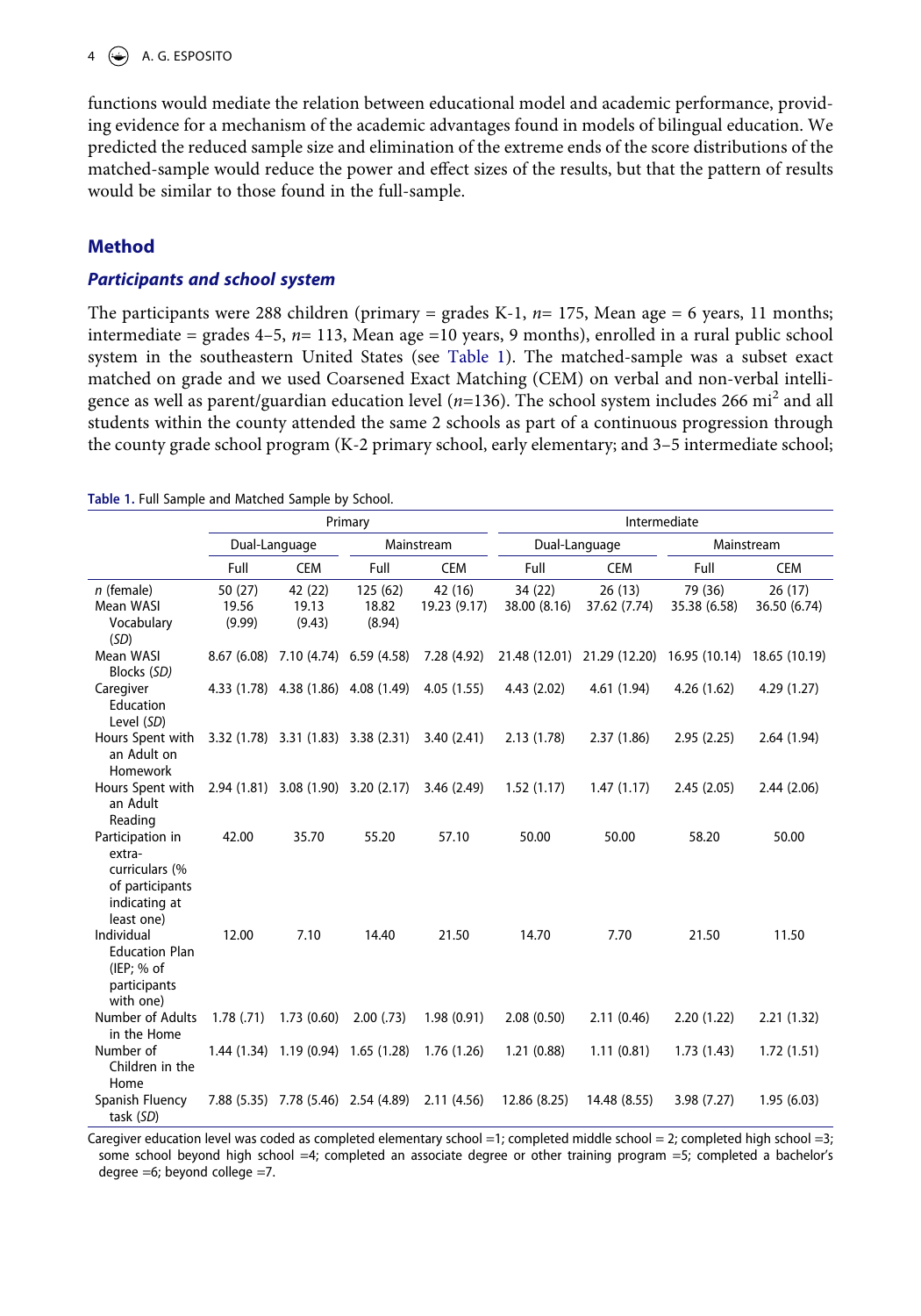functions would mediate the relation between educational model and academic performance, providing evidence for a mechanism of the academic advantages found in models of bilingual education. We predicted the reduced sample size and elimination of the extreme ends of the score distributions of the matched-sample would reduce the power and effect sizes of the results, but that the pattern of results would be similar to those found in the full-sample.

## Method

### Participants and school system

The participants were 288 children (primary = grades K-1, *n*= 175, Mean age = 6 years, 11 months; intermediate = grades 4–5, *n*= 113, Mean age =10 years, 9 months), enrolled in a rural public school system in the southeastern United States (see Table 1). The matched-sample was a subset exact matched on grade and we used Coarsened Exact Matching (CEM) on verbal and non-verbal intelligence as well as parent/guardian education level (*n*=136). The school system includes 266 mi$^2$ and all students within the county attended the same 2 schools as part of a continuous progression through the county grade school program (K-2 primary school, early elementary; and 3–5 intermediate school;

**Table 1.** Full Sample and Matched Sample by School.

| | Primary | | | | Intermediate | | | |
|---|---|---|---|---|---|---|---|---|
| | Dual-Language | | Mainstream | | Dual-Language | | Mainstream | |
| | Full | CEM | Full | CEM | Full | CEM | Full | CEM |
| *n* (female) | 50 (27) | 42 (22) | 125 (62) | 42 (16) | 34 (22) | 26 (13) | 79 (36) | 26 (17) |
| Mean WASI Vocabulary (*SD*) | 19.56 (9.99) | 19.13 (9.43) | 18.82 (8.94) | 19.23 (9.17) | 38.00 (8.16) | 37.62 (7.74) | 35.38 (6.58) | 36.50 (6.74) |
| Mean WASI Blocks (*SD*) | 8.67 (6.08) | 7.10 (4.74) | 6.59 (4.58) | 7.28 (4.92) | 21.48 (12.01) | 21.29 (12.20) | 16.95 (10.14) | 18.65 (10.19) |
| Caregiver Education Level (*SD*) | 4.33 (1.78) | 4.38 (1.86) | 4.08 (1.49) | 4.05 (1.55) | 4.43 (2.02) | 4.61 (1.94) | 4.26 (1.62) | 4.29 (1.27) |
| Hours Spent with an Adult on Homework | 3.32 (1.78) | 3.31 (1.83) | 3.38 (2.31) | 3.40 (2.41) | 2.13 (1.78) | 2.37 (1.86) | 2.95 (2.25) | 2.64 (1.94) |
| Hours Spent with an Adult Reading | 2.94 (1.81) | 3.08 (1.90) | 3.20 (2.17) | 3.46 (2.49) | 1.52 (1.17) | 1.47 (1.17) | 2.45 (2.05) | 2.44 (2.06) |
| Participation in extra-curriculars (% of participants indicating at least one) | 42.00 | 35.70 | 55.20 | 57.10 | 50.00 | 50.00 | 58.20 | 50.00 |
| Individual Education Plan (IEP; % of participants with one) | 12.00 | 7.10 | 14.40 | 21.50 | 14.70 | 7.70 | 21.50 | 11.50 |
| Number of Adults in the Home | 1.78 (.71) | 1.73 (0.60) | 2.00 (.73) | 1.98 (0.91) | 2.08 (0.50) | 2.11 (0.46) | 2.20 (1.22) | 2.21 (1.32) |
| Number of Children in the Home | 1.44 (1.34) | 1.19 (0.94) | 1.65 (1.28) | 1.76 (1.26) | 1.21 (0.88) | 1.11 (0.81) | 1.73 (1.43) | 1.72 (1.51) |
| Spanish Fluency task (*SD*) | 7.88 (5.35) | 7.78 (5.46) | 2.54 (4.89) | 2.11 (4.56) | 12.86 (8.25) | 14.48 (8.55) | 3.98 (7.27) | 1.95 (6.03) |

Caregiver education level was coded as completed elementary school =1; completed middle school = 2; completed high school =3; some school beyond high school =4; completed an associate degree or other training program =5; completed a bachelor's degree =6; beyond college =7.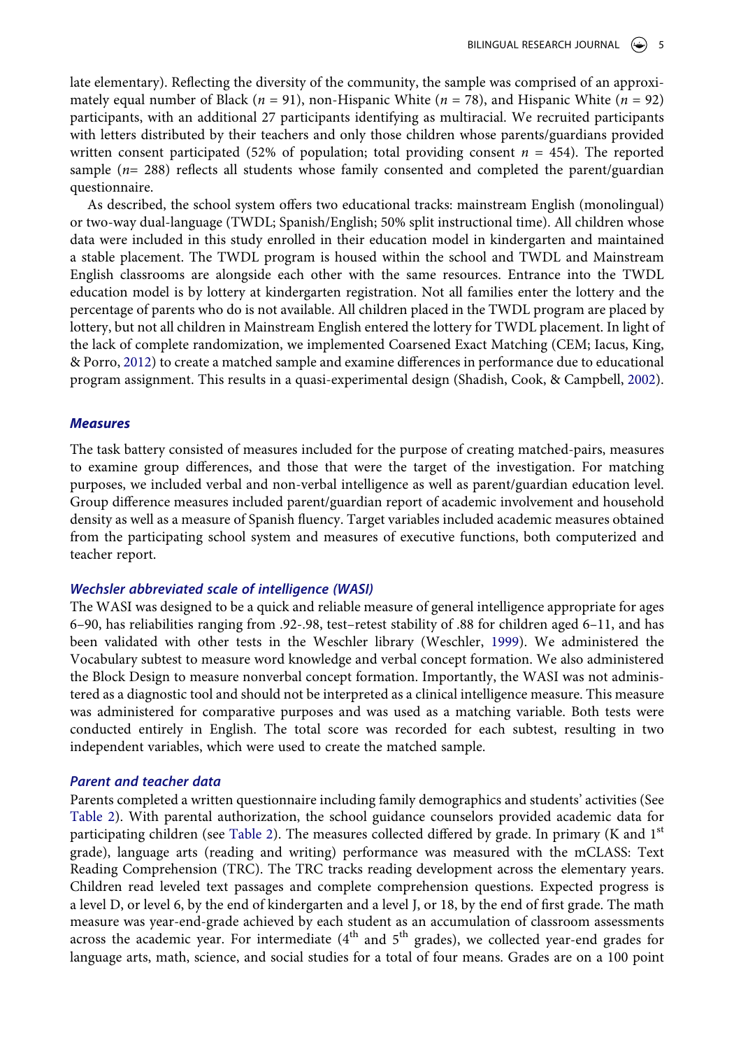late elementary). Reflecting the diversity of the community, the sample was comprised of an approximately equal number of Black ($n$ = 91), non-Hispanic White ($n$ = 78), and Hispanic White ($n$ = 92) participants, with an additional 27 participants identifying as multiracial. We recruited participants with letters distributed by their teachers and only those children whose parents/guardians provided written consent participated (52% of population; total providing consent $n$ = 454). The reported sample ($n$= 288) reflects all students whose family consented and completed the parent/guardian questionnaire.

As described, the school system offers two educational tracks: mainstream English (monolingual) or two-way dual-language (TWDL; Spanish/English; 50% split instructional time). All children whose data were included in this study enrolled in their education model in kindergarten and maintained a stable placement. The TWDL program is housed within the school and TWDL and Mainstream English classrooms are alongside each other with the same resources. Entrance into the TWDL education model is by lottery at kindergarten registration. Not all families enter the lottery and the percentage of parents who do is not available. All children placed in the TWDL program are placed by lottery, but not all children in Mainstream English entered the lottery for TWDL placement. In light of the lack of complete randomization, we implemented Coarsened Exact Matching (CEM; Iacus, King, & Porro, 2012) to create a matched sample and examine differences in performance due to educational program assignment. This results in a quasi-experimental design (Shadish, Cook, & Campbell, 2002).

### *Measures*

The task battery consisted of measures included for the purpose of creating matched-pairs, measures to examine group differences, and those that were the target of the investigation. For matching purposes, we included verbal and non-verbal intelligence as well as parent/guardian education level. Group difference measures included parent/guardian report of academic involvement and household density as well as a measure of Spanish fluency. Target variables included academic measures obtained from the participating school system and measures of executive functions, both computerized and teacher report.

#### *Wechsler abbreviated scale of intelligence (WASI)*

The WASI was designed to be a quick and reliable measure of general intelligence appropriate for ages 6–90, has reliabilities ranging from .92-.98, test–retest stability of .88 for children aged 6–11, and has been validated with other tests in the Weschler library (Weschler, 1999). We administered the Vocabulary subtest to measure word knowledge and verbal concept formation. We also administered the Block Design to measure nonverbal concept formation. Importantly, the WASI was not administered as a diagnostic tool and should not be interpreted as a clinical intelligence measure. This measure was administered for comparative purposes and was used as a matching variable. Both tests were conducted entirely in English. The total score was recorded for each subtest, resulting in two independent variables, which were used to create the matched sample.

#### *Parent and teacher data*

Parents completed a written questionnaire including family demographics and students' activities (See Table 2). With parental authorization, the school guidance counselors provided academic data for participating children (see Table 2). The measures collected differed by grade. In primary (K and 1st grade), language arts (reading and writing) performance was measured with the mCLASS: Text Reading Comprehension (TRC). The TRC tracks reading development across the elementary years. Children read leveled text passages and complete comprehension questions. Expected progress is a level D, or level 6, by the end of kindergarten and a level J, or 18, by the end of first grade. The math measure was year-end-grade achieved by each student as an accumulation of classroom assessments across the academic year. For intermediate (4th and 5th grades), we collected year-end grades for language arts, math, science, and social studies for a total of four means. Grades are on a 100 point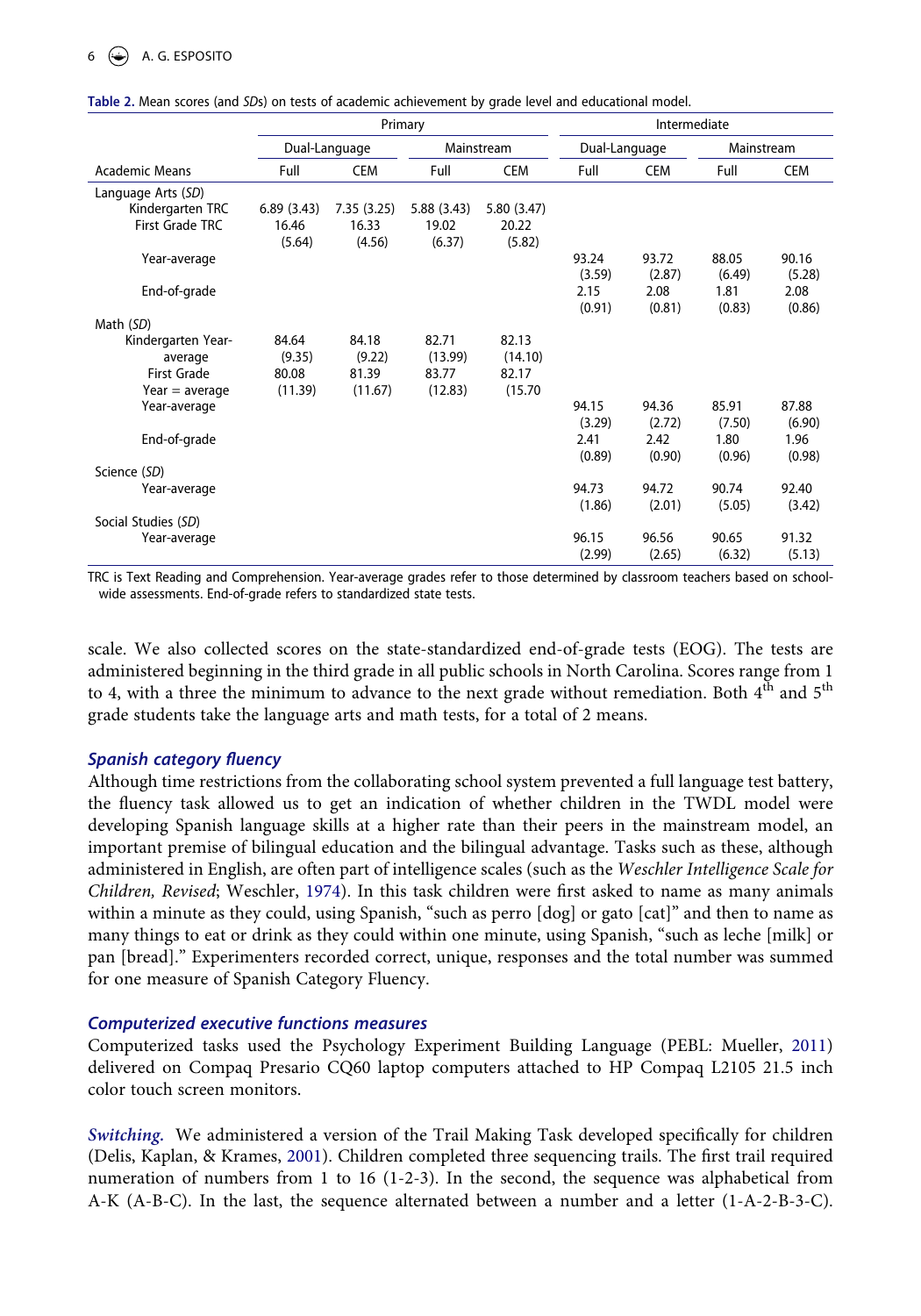Table 2. Mean scores (and *SD*s) on tests of academic achievement by grade level and educational model.

| | Primary | | | | Intermediate | | | |
|---|---|---|---|---|---|---|---|---|
| | Dual-Language | | Mainstream | | Dual-Language | | Mainstream | |
| Academic Means | Full | CEM | Full | CEM | Full | CEM | Full | CEM |
| Language Arts (*SD*) | | | | | | | | |
| Kindergarten TRC | 6.89 (3.43) | 7.35 (3.25) | 5.88 (3.43) | 5.80 (3.47) | | | | |
| First Grade TRC | 16.46 (5.64) | 16.33 (4.56) | 19.02 (6.37) | 20.22 (5.82) | | | | |
| Year-average | | | | | 93.24 (3.59) | 93.72 (2.87) | 88.05 (6.49) | 90.16 (5.28) |
| End-of-grade | | | | | 2.15 (0.91) | 2.08 (0.81) | 1.81 (0.83) | 2.08 (0.86) |
| Math (*SD*) | | | | | | | | |
| Kindergarten Year-average | 84.64 (9.35) | 84.18 (9.22) | 82.71 (13.99) | 82.13 (14.10) | | | | |
| First Grade Year = average | 80.08 (11.39) | 81.39 (11.67) | 83.77 (12.83) | 82.17 (15.70 | | | | |
| Year-average | | | | | 94.15 (3.29) | 94.36 (2.72) | 85.91 (7.50) | 87.88 (6.90) |
| End-of-grade | | | | | 2.41 (0.89) | 2.42 (0.90) | 1.80 (0.96) | 1.96 (0.98) |
| Science (*SD*) | | | | | | | | |
| Year-average | | | | | 94.73 (1.86) | 94.72 (2.01) | 90.74 (5.05) | 92.40 (3.42) |
| Social Studies (*SD*) | | | | | | | | |
| Year-average | | | | | 96.15 (2.99) | 96.56 (2.65) | 90.65 (6.32) | 91.32 (5.13) |

TRC is Text Reading and Comprehension. Year-average grades refer to those determined by classroom teachers based on school-wide assessments. End-of-grade refers to standardized state tests.

scale. We also collected scores on the state-standardized end-of-grade tests (EOG). The tests are administered beginning in the third grade in all public schools in North Carolina. Scores range from 1 to 4, with a three the minimum to advance to the next grade without remediation. Both 4th and 5th grade students take the language arts and math tests, for a total of 2 means.

### *Spanish category fluency*

Although time restrictions from the collaborating school system prevented a full language test battery, the fluency task allowed us to get an indication of whether children in the TWDL model were developing Spanish language skills at a higher rate than their peers in the mainstream model, an important premise of bilingual education and the bilingual advantage. Tasks such as these, although administered in English, are often part of intelligence scales (such as the *Weschler Intelligence Scale for Children, Revised*; Weschler, 1974). In this task children were first asked to name as many animals within a minute as they could, using Spanish, "such as perro [dog] or gato [cat]" and then to name as many things to eat or drink as they could within one minute, using Spanish, "such as leche [milk] or pan [bread]." Experimenters recorded correct, unique, responses and the total number was summed for one measure of Spanish Category Fluency.

### *Computerized executive functions measures*

Computerized tasks used the Psychology Experiment Building Language (PEBL: Mueller, 2011) delivered on Compaq Presario CQ60 laptop computers attached to HP Compaq L2105 21.5 inch color touch screen monitors.

*Switching.* We administered a version of the Trail Making Task developed specifically for children (Delis, Kaplan, & Krames, 2001). Children completed three sequencing trails. The first trail required numeration of numbers from 1 to 16 (1-2-3). In the second, the sequence was alphabetical from A-K (A-B-C). In the last, the sequence alternated between a number and a letter (1-A-2-B-3-C).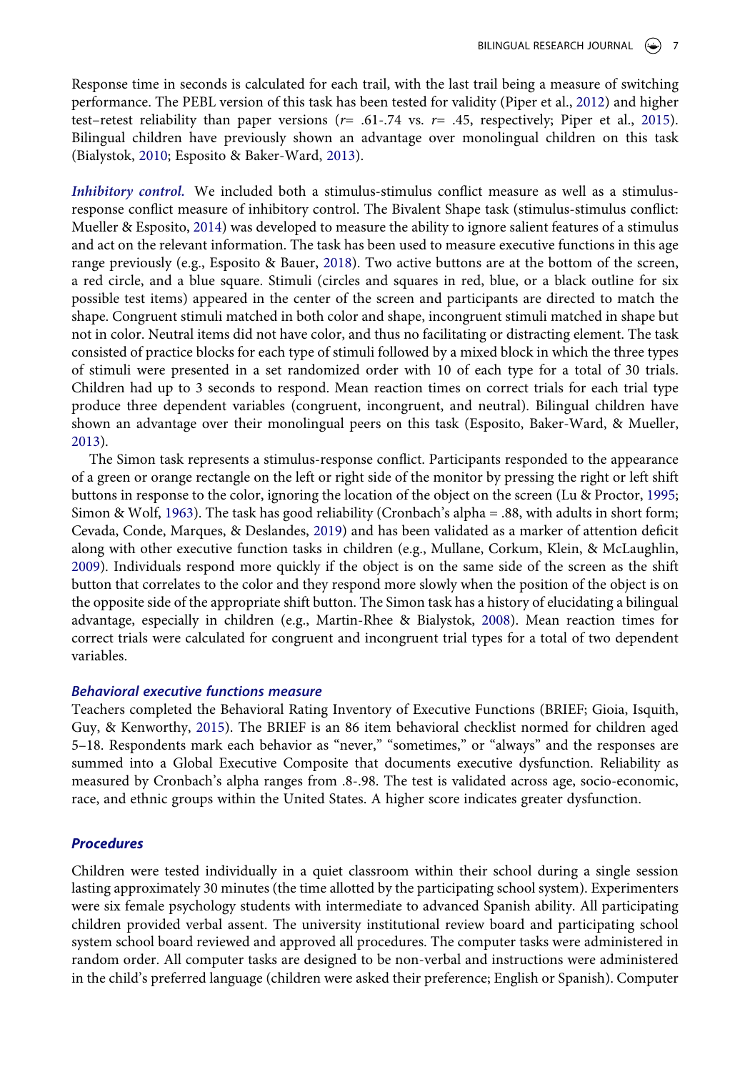Response time in seconds is calculated for each trail, with the last trail being a measure of switching performance. The PEBL version of this task has been tested for validity (Piper et al., 2012) and higher test–retest reliability than paper versions ($r$= .61-.74 vs. $r$= .45, respectively; Piper et al., 2015). Bilingual children have previously shown an advantage over monolingual children on this task (Bialystok, 2010; Esposito & Baker-Ward, 2013).

***Inhibitory control.*** We included both a stimulus-stimulus conflict measure as well as a stimulus-response conflict measure of inhibitory control. The Bivalent Shape task (stimulus-stimulus conflict: Mueller & Esposito, 2014) was developed to measure the ability to ignore salient features of a stimulus and act on the relevant information. The task has been used to measure executive functions in this age range previously (e.g., Esposito & Bauer, 2018). Two active buttons are at the bottom of the screen, a red circle, and a blue square. Stimuli (circles and squares in red, blue, or a black outline for six possible test items) appeared in the center of the screen and participants are directed to match the shape. Congruent stimuli matched in both color and shape, incongruent stimuli matched in shape but not in color. Neutral items did not have color, and thus no facilitating or distracting element. The task consisted of practice blocks for each type of stimuli followed by a mixed block in which the three types of stimuli were presented in a set randomized order with 10 of each type for a total of 30 trials. Children had up to 3 seconds to respond. Mean reaction times on correct trials for each trial type produce three dependent variables (congruent, incongruent, and neutral). Bilingual children have shown an advantage over their monolingual peers on this task (Esposito, Baker-Ward, & Mueller, 2013).

The Simon task represents a stimulus-response conflict. Participants responded to the appearance of a green or orange rectangle on the left or right side of the monitor by pressing the right or left shift buttons in response to the color, ignoring the location of the object on the screen (Lu & Proctor, 1995; Simon & Wolf, 1963). The task has good reliability (Cronbach's alpha = .88, with adults in short form; Cevada, Conde, Marques, & Deslandes, 2019) and has been validated as a marker of attention deficit along with other executive function tasks in children (e.g., Mullane, Corkum, Klein, & McLaughlin, 2009). Individuals respond more quickly if the object is on the same side of the screen as the shift button that correlates to the color and they respond more slowly when the position of the object is on the opposite side of the appropriate shift button. The Simon task has a history of elucidating a bilingual advantage, especially in children (e.g., Martin-Rhee & Bialystok, 2008). Mean reaction times for correct trials were calculated for congruent and incongruent trial types for a total of two dependent variables.

### *Behavioral executive functions measure*

Teachers completed the Behavioral Rating Inventory of Executive Functions (BRIEF; Gioia, Isquith, Guy, & Kenworthy, 2015). The BRIEF is an 86 item behavioral checklist normed for children aged 5–18. Respondents mark each behavior as "never," "sometimes," or "always" and the responses are summed into a Global Executive Composite that documents executive dysfunction. Reliability as measured by Cronbach's alpha ranges from .8-.98. The test is validated across age, socio-economic, race, and ethnic groups within the United States. A higher score indicates greater dysfunction.

### *Procedures*

Children were tested individually in a quiet classroom within their school during a single session lasting approximately 30 minutes (the time allotted by the participating school system). Experimenters were six female psychology students with intermediate to advanced Spanish ability. All participating children provided verbal assent. The university institutional review board and participating school system school board reviewed and approved all procedures. The computer tasks were administered in random order. All computer tasks are designed to be non-verbal and instructions were administered in the child's preferred language (children were asked their preference; English or Spanish). Computer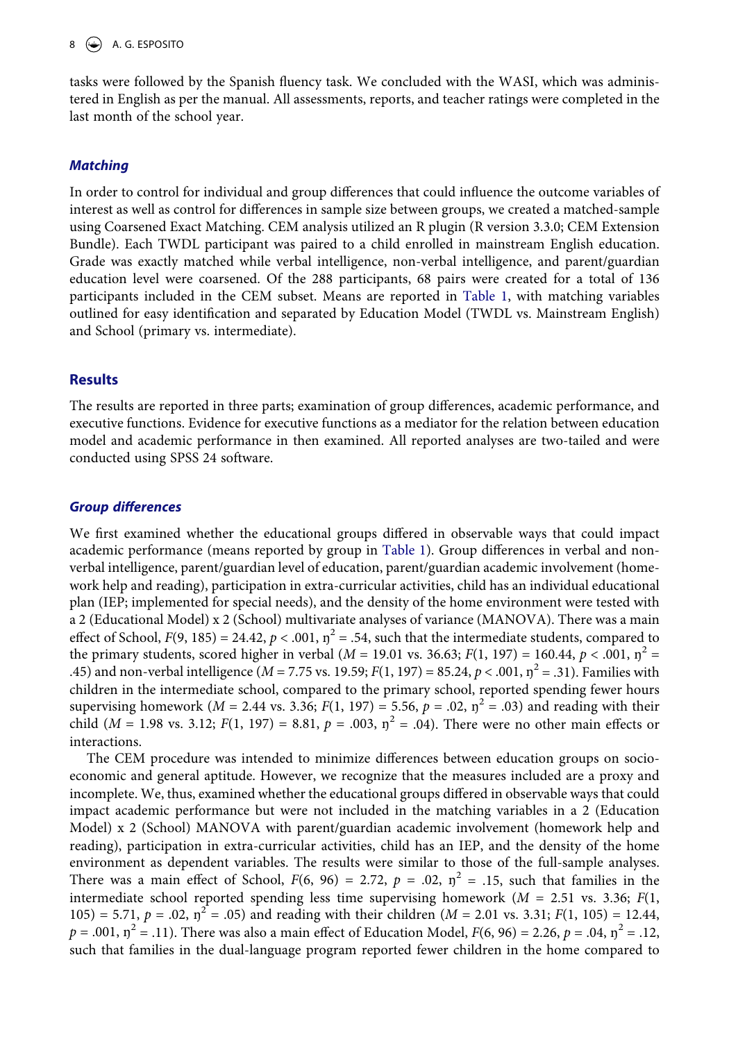tasks were followed by the Spanish fluency task. We concluded with the WASI, which was administered in English as per the manual. All assessments, reports, and teacher ratings were completed in the last month of the school year.

### *Matching*

In order to control for individual and group differences that could influence the outcome variables of interest as well as control for differences in sample size between groups, we created a matched-sample using Coarsened Exact Matching. CEM analysis utilized an R plugin (R version 3.3.0; CEM Extension Bundle). Each TWDL participant was paired to a child enrolled in mainstream English education. Grade was exactly matched while verbal intelligence, non-verbal intelligence, and parent/guardian education level were coarsened. Of the 288 participants, 68 pairs were created for a total of 136 participants included in the CEM subset. Means are reported in Table 1, with matching variables outlined for easy identification and separated by Education Model (TWDL vs. Mainstream English) and School (primary vs. intermediate).

## Results

The results are reported in three parts; examination of group differences, academic performance, and executive functions. Evidence for executive functions as a mediator for the relation between education model and academic performance in then examined. All reported analyses are two-tailed and were conducted using SPSS 24 software.

### *Group differences*

We first examined whether the educational groups differed in observable ways that could impact academic performance (means reported by group in Table 1). Group differences in verbal and non-verbal intelligence, parent/guardian level of education, parent/guardian academic involvement (homework help and reading), participation in extra-curricular activities, child has an individual educational plan (IEP; implemented for special needs), and the density of the home environment were tested with a 2 (Educational Model) x 2 (School) multivariate analyses of variance (MANOVA). There was a main effect of School, $F(9, 185) = 24.42$, $p < .001$, $\eta^2 = .54$, such that the intermediate students, compared to the primary students, scored higher in verbal ($M = 19.01$ vs. $36.63$; $F(1, 197) = 160.44$, $p < .001$, $\eta^2 = .45$) and non-verbal intelligence ($M = 7.75$ vs. $19.59$; $F(1, 197) = 85.24$, $p < .001$, $\eta^2 = .31$). Families with children in the intermediate school, compared to the primary school, reported spending fewer hours supervising homework ($M = 2.44$ vs. $3.36$; $F(1, 197) = 5.56$, $p = .02$, $\eta^2 = .03$) and reading with their child ($M = 1.98$ vs. $3.12$; $F(1, 197) = 8.81$, $p = .003$, $\eta^2 = .04$). There were no other main effects or interactions.

The CEM procedure was intended to minimize differences between education groups on socio-economic and general aptitude. However, we recognize that the measures included are a proxy and incomplete. We, thus, examined whether the educational groups differed in observable ways that could impact academic performance but were not included in the matching variables in a 2 (Education Model) x 2 (School) MANOVA with parent/guardian academic involvement (homework help and reading), participation in extra-curricular activities, child has an IEP, and the density of the home environment as dependent variables. The results were similar to those of the full-sample analyses. There was a main effect of School, $F(6, 96) = 2.72$, $p = .02$, $\eta^2 = .15$, such that families in the intermediate school reported spending less time supervising homework ($M = 2.51$ vs. $3.36$; $F(1, 105) = 5.71$, $p = .02$, $\eta^2 = .05$) and reading with their children ($M = 2.01$ vs. $3.31$; $F(1, 105) = 12.44$, $p = .001$, $\eta^2 = .11$). There was also a main effect of Education Model, $F(6, 96) = 2.26$, $p = .04$, $\eta^2 = .12$, such that families in the dual-language program reported fewer children in the home compared to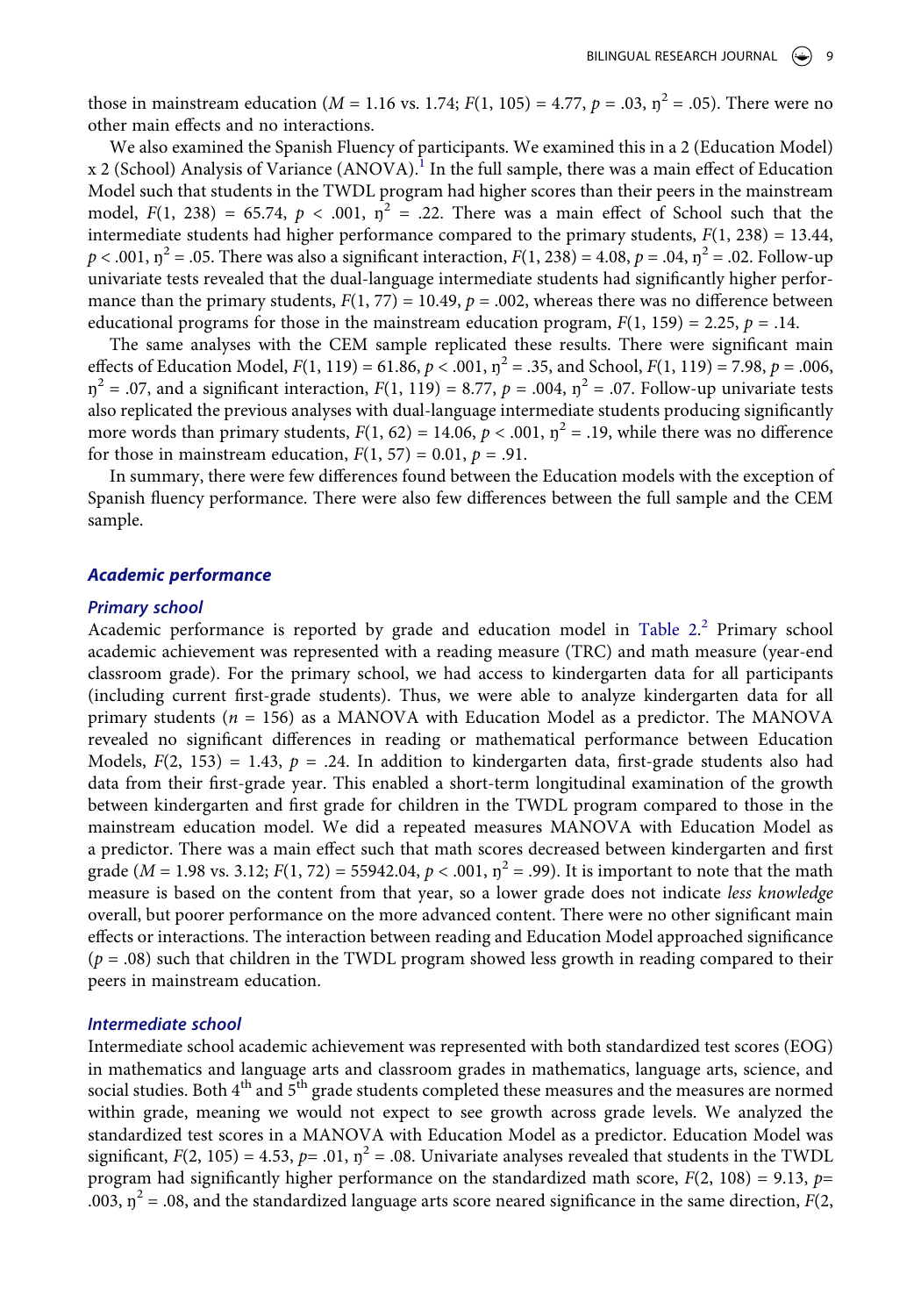those in mainstream education ($M = 1.16$ vs. $1.74$; $F(1, 105) = 4.77$, $p = .03$, $\eta^2 = .05$). There were no other main effects and no interactions.

We also examined the Spanish Fluency of participants. We examined this in a 2 (Education Model) x 2 (School) Analysis of Variance (ANOVA).[1] In the full sample, there was a main effect of Education Model such that students in the TWDL program had higher scores than their peers in the mainstream model, $F(1, 238) = 65.74$, $p < .001$, $\eta^2 = .22$. There was a main effect of School such that the intermediate students had higher performance compared to the primary students, $F(1, 238) = 13.44$, $p < .001$, $\eta^2 = .05$. There was also a significant interaction, $F(1, 238) = 4.08$, $p = .04$, $\eta^2 = .02$. Follow-up univariate tests revealed that the dual-language intermediate students had significantly higher performance than the primary students, $F(1, 77) = 10.49$, $p = .002$, whereas there was no difference between educational programs for those in the mainstream education program, $F(1, 159) = 2.25$, $p = .14$.

The same analyses with the CEM sample replicated these results. There were significant main effects of Education Model, $F(1, 119) = 61.86$, $p < .001$, $\eta^2 = .35$, and School, $F(1, 119) = 7.98$, $p = .006$, $\eta^2 = .07$, and a significant interaction, $F(1, 119) = 8.77$, $p = .004$, $\eta^2 = .07$. Follow-up univariate tests also replicated the previous analyses with dual-language intermediate students producing significantly more words than primary students, $F(1, 62) = 14.06$, $p < .001$, $\eta^2 = .19$, while there was no difference for those in mainstream education, $F(1, 57) = 0.01$, $p = .91$.

In summary, there were few differences found between the Education models with the exception of Spanish fluency performance. There were also few differences between the full sample and the CEM sample.

### Academic performance

#### Primary school

Academic performance is reported by grade and education model in Table 2.[2] Primary school academic achievement was represented with a reading measure (TRC) and math measure (year-end classroom grade). For the primary school, we had access to kindergarten data for all participants (including current first-grade students). Thus, we were able to analyze kindergarten data for all primary students ($n = 156$) as a MANOVA with Education Model as a predictor. The MANOVA revealed no significant differences in reading or mathematical performance between Education Models, $F(2, 153) = 1.43$, $p = .24$. In addition to kindergarten data, first-grade students also had data from their first-grade year. This enabled a short-term longitudinal examination of the growth between kindergarten and first grade for children in the TWDL program compared to those in the mainstream education model. We did a repeated measures MANOVA with Education Model as a predictor. There was a main effect such that math scores decreased between kindergarten and first grade ($M = 1.98$ vs. $3.12$; $F(1, 72) = 55942.04$, $p < .001$, $\eta^2 = .99$). It is important to note that the math measure is based on the content from that year, so a lower grade does not indicate *less knowledge* overall, but poorer performance on the more advanced content. There were no other significant main effects or interactions. The interaction between reading and Education Model approached significance ($p = .08$) such that children in the TWDL program showed less growth in reading compared to their peers in mainstream education.

#### Intermediate school

Intermediate school academic achievement was represented with both standardized test scores (EOG) in mathematics and language arts and classroom grades in mathematics, language arts, science, and social studies. Both 4th and 5th grade students completed these measures and the measures are normed within grade, meaning we would not expect to see growth across grade levels. We analyzed the standardized test scores in a MANOVA with Education Model as a predictor. Education Model was significant, $F(2, 105) = 4.53$, $p = .01$, $\eta^2 = .08$. Univariate analyses revealed that students in the TWDL program had significantly higher performance on the standardized math score, $F(2, 108) = 9.13$, $p = .003$, $\eta^2 = .08$, and the standardized language arts score neared significance in the same direction, $F(2,$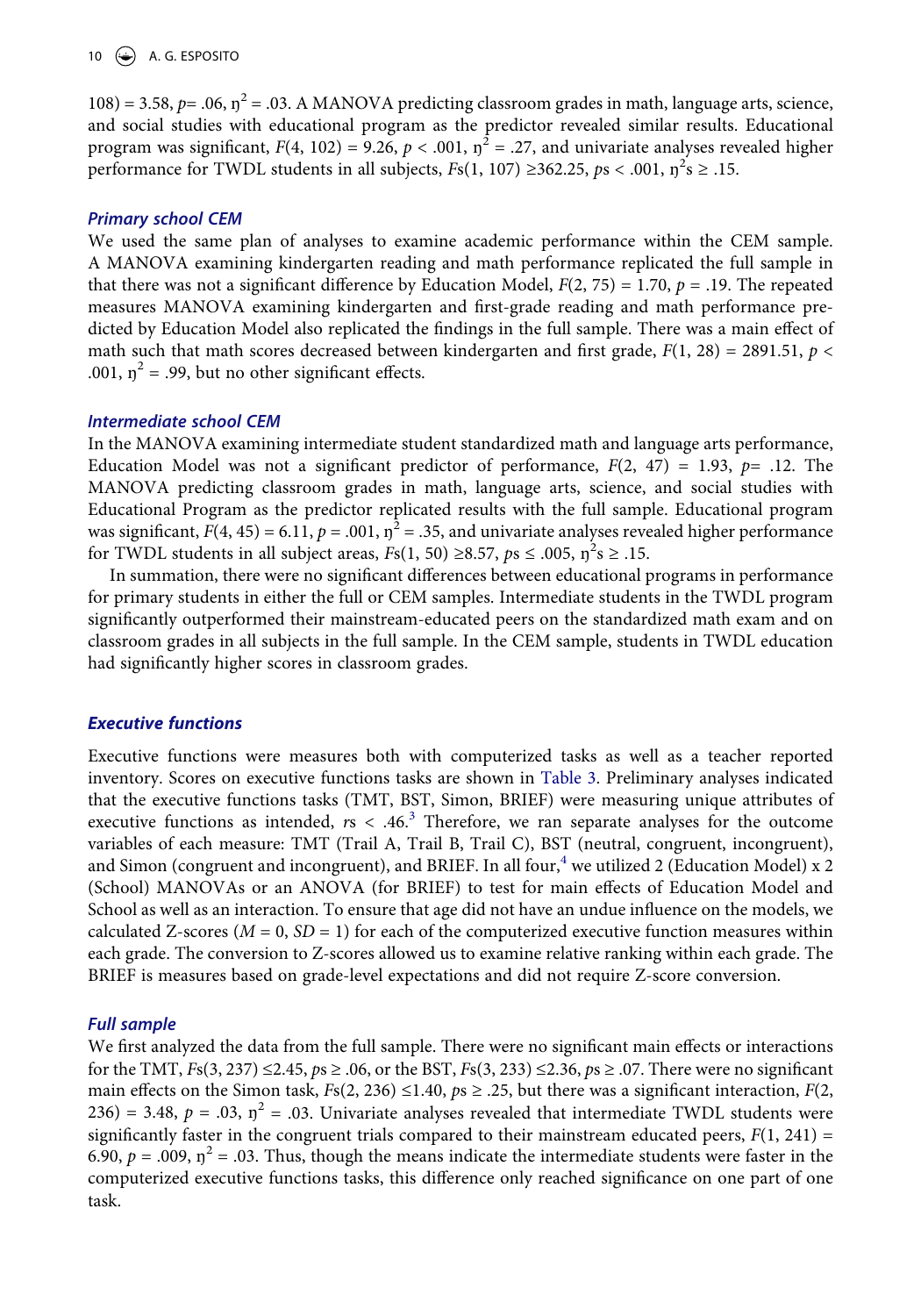108) = 3.58, $p$= .06, $\eta^2$ = .03. A MANOVA predicting classroom grades in math, language arts, science, and social studies with educational program as the predictor revealed similar results. Educational program was significant, $F(4, 102) = 9.26$, $p < .001$, $\eta^2 = .27$, and univariate analyses revealed higher performance for TWDL students in all subjects, $Fs(1, 107) \geq 362.25$, $ps < .001$, $\eta^2s \geq .15$.

### *Primary school CEM*

We used the same plan of analyses to examine academic performance within the CEM sample. A MANOVA examining kindergarten reading and math performance replicated the full sample in that there was not a significant difference by Education Model, $F(2, 75) = 1.70$, $p = .19$. The repeated measures MANOVA examining kindergarten and first-grade reading and math performance predicted by Education Model also replicated the findings in the full sample. There was a main effect of math such that math scores decreased between kindergarten and first grade, $F(1, 28) = 2891.51$, $p < .001$, $\eta^2 = .99$, but no other significant effects.

### *Intermediate school CEM*

In the MANOVA examining intermediate student standardized math and language arts performance, Education Model was not a significant predictor of performance, $F(2, 47) = 1.93$, $p$= .12. The MANOVA predicting classroom grades in math, language arts, science, and social studies with Educational Program as the predictor replicated results with the full sample. Educational program was significant, $F(4, 45) = 6.11$, $p = .001$, $\eta^2 = .35$, and univariate analyses revealed higher performance for TWDL students in all subject areas, $Fs(1, 50) \geq 8.57$, $ps \leq .005$, $\eta^2s \geq .15$.

In summation, there were no significant differences between educational programs in performance for primary students in either the full or CEM samples. Intermediate students in the TWDL program significantly outperformed their mainstream-educated peers on the standardized math exam and on classroom grades in all subjects in the full sample. In the CEM sample, students in TWDL education had significantly higher scores in classroom grades.

## *Executive functions*

Executive functions were measures both with computerized tasks as well as a teacher reported inventory. Scores on executive functions tasks are shown in Table 3. Preliminary analyses indicated that the executive functions tasks (TMT, BST, Simon, BRIEF) were measuring unique attributes of executive functions as intended, $rs < .46$.[3] Therefore, we ran separate analyses for the outcome variables of each measure: TMT (Trail A, Trail B, Trail C), BST (neutral, congruent, incongruent), and Simon (congruent and incongruent), and BRIEF. In all four,[4] we utilized 2 (Education Model) x 2 (School) MANOVAs or an ANOVA (for BRIEF) to test for main effects of Education Model and School as well as an interaction. To ensure that age did not have an undue influence on the models, we calculated Z-scores ($M = 0$, $SD = 1$) for each of the computerized executive function measures within each grade. The conversion to Z-scores allowed us to examine relative ranking within each grade. The BRIEF is measures based on grade-level expectations and did not require Z-score conversion.

### *Full sample*

We first analyzed the data from the full sample. There were no significant main effects or interactions for the TMT, $Fs(3, 237) \leq 2.45$, $ps \geq .06$, or the BST, $Fs(3, 233) \leq 2.36$, $ps \geq .07$. There were no significant main effects on the Simon task, $Fs(2, 236) \leq 1.40$, $ps \geq .25$, but there was a significant interaction, $F(2, 236) = 3.48$, $p = .03$, $\eta^2 = .03$. Univariate analyses revealed that intermediate TWDL students were significantly faster in the congruent trials compared to their mainstream educated peers, $F(1, 241) = 6.90$, $p = .009$, $\eta^2 = .03$. Thus, though the means indicate the intermediate students were faster in the computerized executive functions tasks, this difference only reached significance on one part of one task.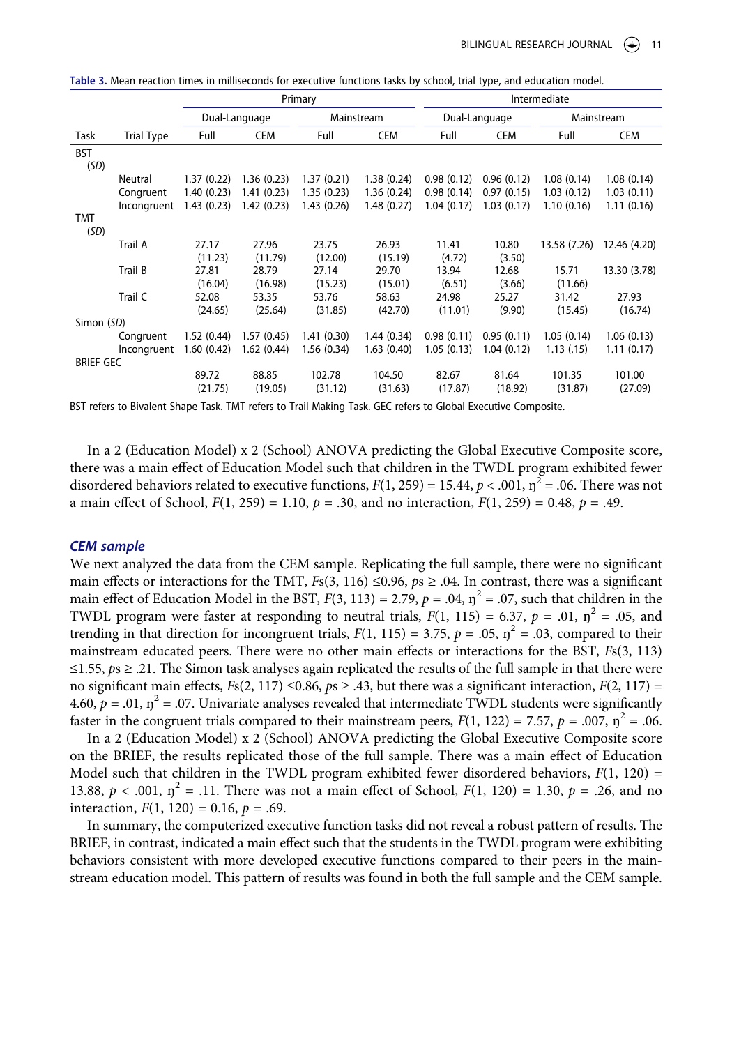**Table 3.** Mean reaction times in milliseconds for executive functions tasks by school, trial type, and education model.

| | | Primary | | | | Intermediate | | | |
|---|---|---|---|---|---|---|---|---|---|
| | | Dual-Language | | Mainstream | | Dual-Language | | Mainstream | |
| Task | Trial Type | Full | CEM | Full | CEM | Full | CEM | Full | CEM |
| BST (*SD*) | | | | | | | | | |
| | Neutral | 1.37 (0.22) | 1.36 (0.23) | 1.37 (0.21) | 1.38 (0.24) | 0.98 (0.12) | 0.96 (0.12) | 1.08 (0.14) | 1.08 (0.14) |
| | Congruent | 1.40 (0.23) | 1.41 (0.23) | 1.35 (0.23) | 1.36 (0.24) | 0.98 (0.14) | 0.97 (0.15) | 1.03 (0.12) | 1.03 (0.11) |
| | Incongruent | 1.43 (0.23) | 1.42 (0.23) | 1.43 (0.26) | 1.48 (0.27) | 1.04 (0.17) | 1.03 (0.17) | 1.10 (0.16) | 1.11 (0.16) |
| TMT (*SD*) | | | | | | | | | |
| | Trail A | 27.17 (11.23) | 27.96 (11.79) | 23.75 (12.00) | 26.93 (15.19) | 11.41 (4.72) | 10.80 (3.50) | 13.58 (7.26) | 12.46 (4.20) |
| | Trail B | 27.81 (16.04) | 28.79 (16.98) | 27.14 (15.23) | 29.70 (15.01) | 13.94 (6.51) | 12.68 (3.66) | 15.71 (11.66) | 13.30 (3.78) |
| | Trail C | 52.08 (24.65) | 53.35 (25.64) | 53.76 (31.85) | 58.63 (42.70) | 24.98 (11.01) | 25.27 (9.90) | 31.42 (15.45) | 27.93 (16.74) |
| Simon (*SD*) | | | | | | | | | |
| | Congruent | 1.52 (0.44) | 1.57 (0.45) | 1.41 (0.30) | 1.44 (0.34) | 0.98 (0.11) | 0.95 (0.11) | 1.05 (0.14) | 1.06 (0.13) |
| | Incongruent | 1.60 (0.42) | 1.62 (0.44) | 1.56 (0.34) | 1.63 (0.40) | 1.05 (0.13) | 1.04 (0.12) | 1.13 (.15) | 1.11 (0.17) |
| BRIEF GEC | | | | | | | | | |
| | | 89.72 (21.75) | 88.85 (19.05) | 102.78 (31.12) | 104.50 (31.63) | 82.67 (17.87) | 81.64 (18.92) | 101.35 (31.87) | 101.00 (27.09) |

BST refers to Bivalent Shape Task. TMT refers to Trail Making Task. GEC refers to Global Executive Composite.

In a 2 (Education Model) x 2 (School) ANOVA predicting the Global Executive Composite score, there was a main effect of Education Model such that children in the TWDL program exhibited fewer disordered behaviors related to executive functions, $F(1, 259) = 15.44$, $p < .001$, $\eta^2 = .06$. There was not a main effect of School, $F(1, 259) = 1.10$, $p = .30$, and no interaction, $F(1, 259) = 0.48$, $p = .49$.

### *CEM sample*

We next analyzed the data from the CEM sample. Replicating the full sample, there were no significant main effects or interactions for the TMT, $Fs(3, 116) \leq 0.96$, $ps \geq .04$. In contrast, there was a significant main effect of Education Model in the BST, $F(3, 113) = 2.79$, $p = .04$, $\eta^2 = .07$, such that children in the TWDL program were faster at responding to neutral trials, $F(1, 115) = 6.37$, $p = .01$, $\eta^2 = .05$, and trending in that direction for incongruent trials, $F(1, 115) = 3.75$, $p = .05$, $\eta^2 = .03$, compared to their mainstream educated peers. There were no other main effects or interactions for the BST, $Fs(3, 113) \leq 1.55$, $ps \geq .21$. The Simon task analyses again replicated the results of the full sample in that there were no significant main effects, $Fs(2, 117) \leq 0.86$, $ps \geq .43$, but there was a significant interaction, $F(2, 117) = 4.60$, $p = .01$, $\eta^2 = .07$. Univariate analyses revealed that intermediate TWDL students were significantly faster in the congruent trials compared to their mainstream peers, $F(1, 122) = 7.57$, $p = .007$, $\eta^2 = .06$.

In a 2 (Education Model) x 2 (School) ANOVA predicting the Global Executive Composite score on the BRIEF, the results replicated those of the full sample. There was a main effect of Education Model such that children in the TWDL program exhibited fewer disordered behaviors, $F(1, 120) = 13.88$, $p < .001$, $\eta^2 = .11$. There was not a main effect of School, $F(1, 120) = 1.30$, $p = .26$, and no interaction, $F(1, 120) = 0.16$, $p = .69$.

In summary, the computerized executive function tasks did not reveal a robust pattern of results. The BRIEF, in contrast, indicated a main effect such that the students in the TWDL program were exhibiting behaviors consistent with more developed executive functions compared to their peers in the mainstream education model. This pattern of results was found in both the full sample and the CEM sample.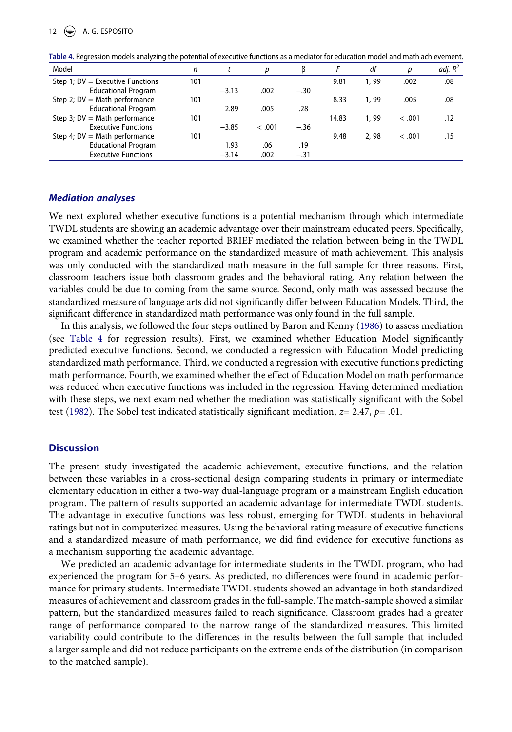**Table 4.** Regression models analyzing the potential of executive functions as a mediator for education model and math achievement.

| Model | $n$ | $t$ | $p$ | β | $F$ | $df$ | $p$ | adj. $R^2$ |
|---|---|---|---|---|---|---|---|---|
| Step 1; DV = Executive Functions | 101 | | | | 9.81 | 1, 99 | .002 | .08 |
| Educational Program | | −3.13 | .002 | −.30 | | | | |
| Step 2; DV = Math performance | 101 | | | | 8.33 | 1, 99 | .005 | .08 |
| Educational Program | | 2.89 | .005 | .28 | | | | |
| Step 3; DV = Math performance | 101 | | | | 14.83 | 1, 99 | < .001 | .12 |
| Executive Functions | | −3.85 | < .001 | −.36 | | | | |
| Step 4; DV = Math performance | 101 | | | | 9.48 | 2, 98 | < .001 | .15 |
| Educational Program | | 1.93 | .06 | .19 | | | | |
| Executive Functions | | −3.14 | .002 | −.31 | | | | |

### *Mediation analyses*

We next explored whether executive functions is a potential mechanism through which intermediate TWDL students are showing an academic advantage over their mainstream educated peers. Specifically, we examined whether the teacher reported BRIEF mediated the relation between being in the TWDL program and academic performance on the standardized measure of math achievement. This analysis was only conducted with the standardized math measure in the full sample for three reasons. First, classroom teachers issue both classroom grades and the behavioral rating. Any relation between the variables could be due to coming from the same source. Second, only math was assessed because the standardized measure of language arts did not significantly differ between Education Models. Third, the significant difference in standardized math performance was only found in the full sample.

In this analysis, we followed the four steps outlined by Baron and Kenny (1986) to assess mediation (see Table 4 for regression results). First, we examined whether Education Model significantly predicted executive functions. Second, we conducted a regression with Education Model predicting standardized math performance. Third, we conducted a regression with executive functions predicting math performance. Fourth, we examined whether the effect of Education Model on math performance was reduced when executive functions was included in the regression. Having determined mediation with these steps, we next examined whether the mediation was statistically significant with the Sobel test (1982). The Sobel test indicated statistically significant mediation, $z = 2.47$, $p = .01$.

## Discussion

The present study investigated the academic achievement, executive functions, and the relation between these variables in a cross-sectional design comparing students in primary or intermediate elementary education in either a two-way dual-language program or a mainstream English education program. The pattern of results supported an academic advantage for intermediate TWDL students. The advantage in executive functions was less robust, emerging for TWDL students in behavioral ratings but not in computerized measures. Using the behavioral rating measure of executive functions and a standardized measure of math performance, we did find evidence for executive functions as a mechanism supporting the academic advantage.

We predicted an academic advantage for intermediate students in the TWDL program, who had experienced the program for 5–6 years. As predicted, no differences were found in academic performance for primary students. Intermediate TWDL students showed an advantage in both standardized measures of achievement and classroom grades in the full-sample. The match-sample showed a similar pattern, but the standardized measures failed to reach significance. Classroom grades had a greater range of performance compared to the narrow range of the standardized measures. This limited variability could contribute to the differences in the results between the full sample that included a larger sample and did not reduce participants on the extreme ends of the distribution (in comparison to the matched sample).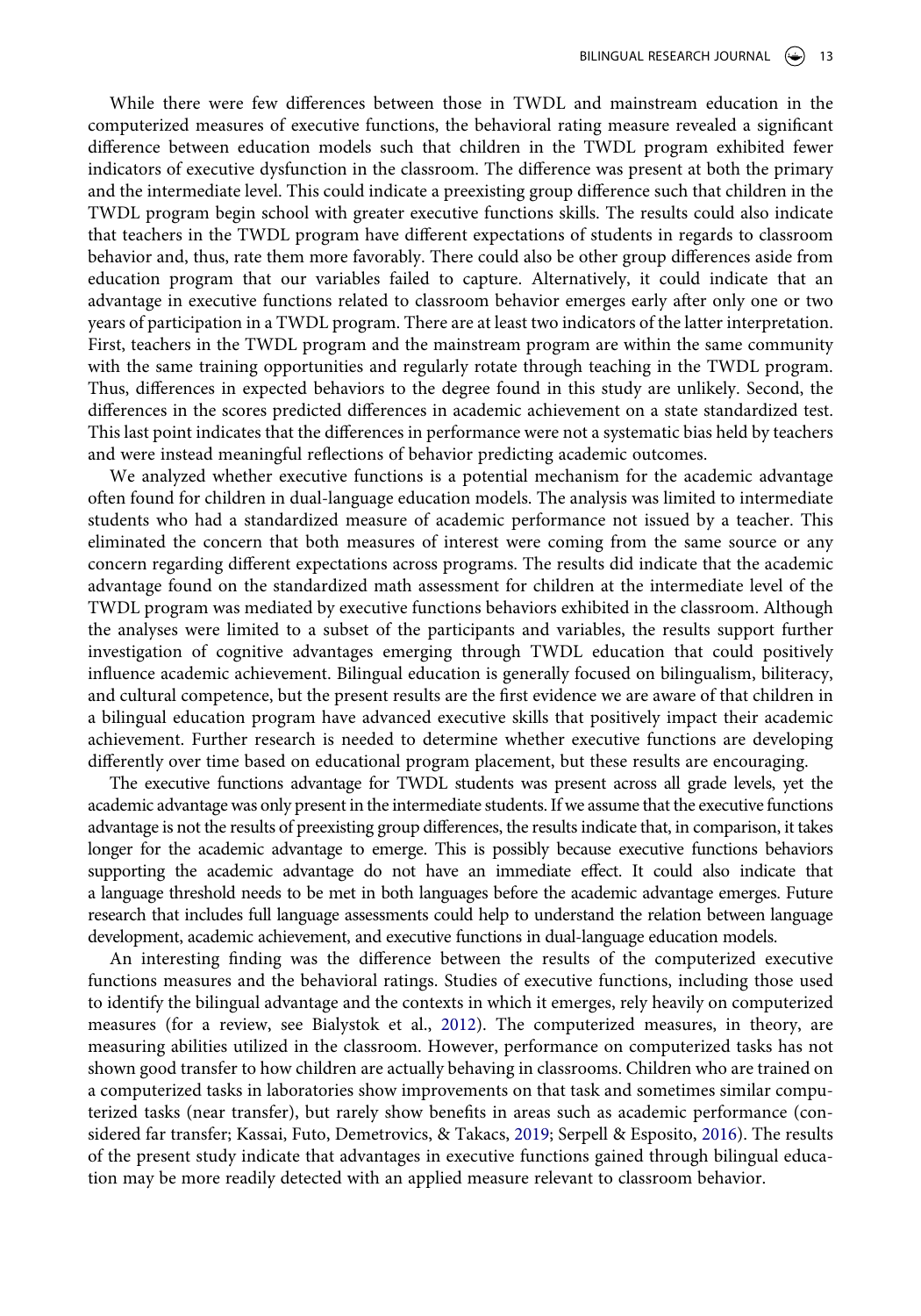While there were few differences between those in TWDL and mainstream education in the computerized measures of executive functions, the behavioral rating measure revealed a significant difference between education models such that children in the TWDL program exhibited fewer indicators of executive dysfunction in the classroom. The difference was present at both the primary and the intermediate level. This could indicate a preexisting group difference such that children in the TWDL program begin school with greater executive functions skills. The results could also indicate that teachers in the TWDL program have different expectations of students in regards to classroom behavior and, thus, rate them more favorably. There could also be other group differences aside from education program that our variables failed to capture. Alternatively, it could indicate that an advantage in executive functions related to classroom behavior emerges early after only one or two years of participation in a TWDL program. There are at least two indicators of the latter interpretation. First, teachers in the TWDL program and the mainstream program are within the same community with the same training opportunities and regularly rotate through teaching in the TWDL program. Thus, differences in expected behaviors to the degree found in this study are unlikely. Second, the differences in the scores predicted differences in academic achievement on a state standardized test. This last point indicates that the differences in performance were not a systematic bias held by teachers and were instead meaningful reflections of behavior predicting academic outcomes.

We analyzed whether executive functions is a potential mechanism for the academic advantage often found for children in dual-language education models. The analysis was limited to intermediate students who had a standardized measure of academic performance not issued by a teacher. This eliminated the concern that both measures of interest were coming from the same source or any concern regarding different expectations across programs. The results did indicate that the academic advantage found on the standardized math assessment for children at the intermediate level of the TWDL program was mediated by executive functions behaviors exhibited in the classroom. Although the analyses were limited to a subset of the participants and variables, the results support further investigation of cognitive advantages emerging through TWDL education that could positively influence academic achievement. Bilingual education is generally focused on bilingualism, biliteracy, and cultural competence, but the present results are the first evidence we are aware of that children in a bilingual education program have advanced executive skills that positively impact their academic achievement. Further research is needed to determine whether executive functions are developing differently over time based on educational program placement, but these results are encouraging.

The executive functions advantage for TWDL students was present across all grade levels, yet the academic advantage was only present in the intermediate students. If we assume that the executive functions advantage is not the results of preexisting group differences, the results indicate that, in comparison, it takes longer for the academic advantage to emerge. This is possibly because executive functions behaviors supporting the academic advantage do not have an immediate effect. It could also indicate that a language threshold needs to be met in both languages before the academic advantage emerges. Future research that includes full language assessments could help to understand the relation between language development, academic achievement, and executive functions in dual-language education models.

An interesting finding was the difference between the results of the computerized executive functions measures and the behavioral ratings. Studies of executive functions, including those used to identify the bilingual advantage and the contexts in which it emerges, rely heavily on computerized measures (for a review, see Bialystok et al., 2012). The computerized measures, in theory, are measuring abilities utilized in the classroom. However, performance on computerized tasks has not shown good transfer to how children are actually behaving in classrooms. Children who are trained on a computerized tasks in laboratories show improvements on that task and sometimes similar computerized tasks (near transfer), but rarely show benefits in areas such as academic performance (considered far transfer; Kassai, Futo, Demetrovics, & Takacs, 2019; Serpell & Esposito, 2016). The results of the present study indicate that advantages in executive functions gained through bilingual education may be more readily detected with an applied measure relevant to classroom behavior.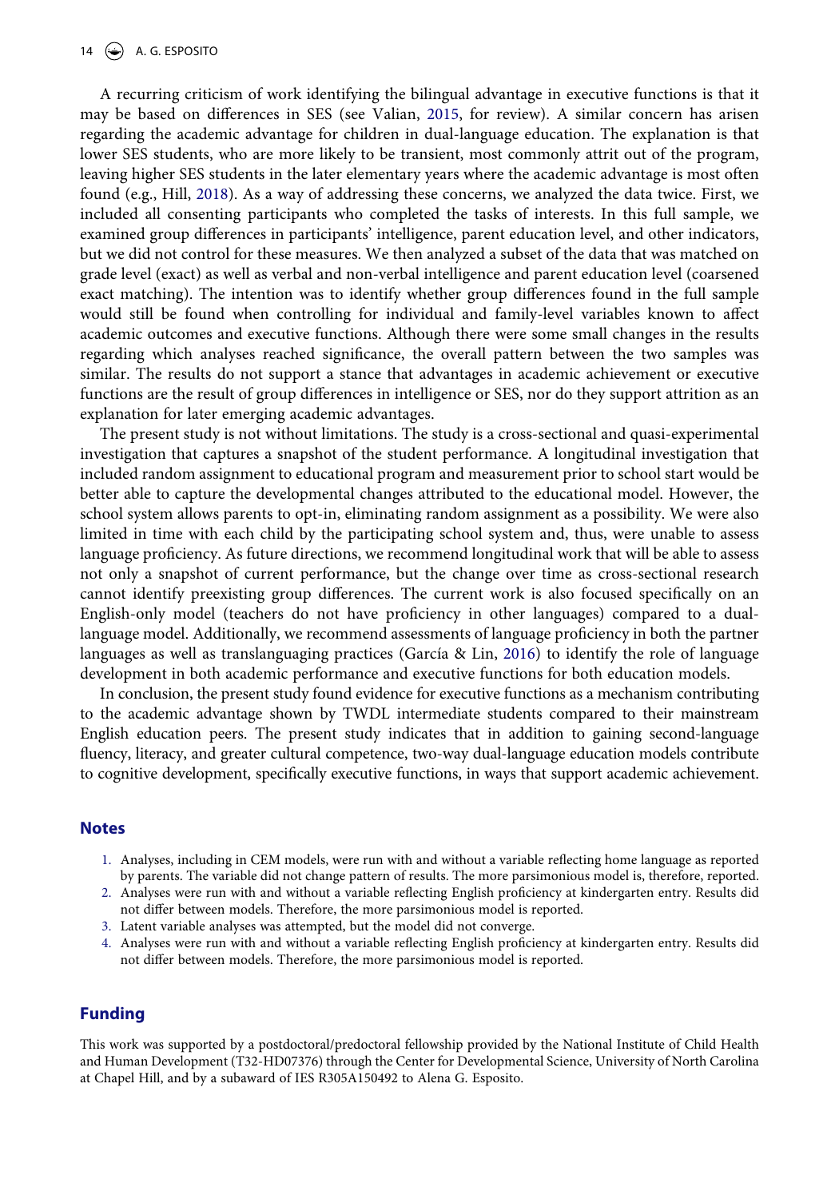A recurring criticism of work identifying the bilingual advantage in executive functions is that it may be based on differences in SES (see Valian, 2015, for review). A similar concern has arisen regarding the academic advantage for children in dual-language education. The explanation is that lower SES students, who are more likely to be transient, most commonly attrit out of the program, leaving higher SES students in the later elementary years where the academic advantage is most often found (e.g., Hill, 2018). As a way of addressing these concerns, we analyzed the data twice. First, we included all consenting participants who completed the tasks of interests. In this full sample, we examined group differences in participants' intelligence, parent education level, and other indicators, but we did not control for these measures. We then analyzed a subset of the data that was matched on grade level (exact) as well as verbal and non-verbal intelligence and parent education level (coarsened exact matching). The intention was to identify whether group differences found in the full sample would still be found when controlling for individual and family-level variables known to affect academic outcomes and executive functions. Although there were some small changes in the results regarding which analyses reached significance, the overall pattern between the two samples was similar. The results do not support a stance that advantages in academic achievement or executive functions are the result of group differences in intelligence or SES, nor do they support attrition as an explanation for later emerging academic advantages.

The present study is not without limitations. The study is a cross-sectional and quasi-experimental investigation that captures a snapshot of the student performance. A longitudinal investigation that included random assignment to educational program and measurement prior to school start would be better able to capture the developmental changes attributed to the educational model. However, the school system allows parents to opt-in, eliminating random assignment as a possibility. We were also limited in time with each child by the participating school system and, thus, were unable to assess language proficiency. As future directions, we recommend longitudinal work that will be able to assess not only a snapshot of current performance, but the change over time as cross-sectional research cannot identify preexisting group differences. The current work is also focused specifically on an English-only model (teachers do not have proficiency in other languages) compared to a dual-language model. Additionally, we recommend assessments of language proficiency in both the partner languages as well as translanguaging practices (García & Lin, 2016) to identify the role of language development in both academic performance and executive functions for both education models.

In conclusion, the present study found evidence for executive functions as a mechanism contributing to the academic advantage shown by TWDL intermediate students compared to their mainstream English education peers. The present study indicates that in addition to gaining second-language fluency, literacy, and greater cultural competence, two-way dual-language education models contribute to cognitive development, specifically executive functions, in ways that support academic achievement.

## Notes

1. Analyses, including in CEM models, were run with and without a variable reflecting home language as reported by parents. The variable did not change pattern of results. The more parsimonious model is, therefore, reported.
2. Analyses were run with and without a variable reflecting English proficiency at kindergarten entry. Results did not differ between models. Therefore, the more parsimonious model is reported.
3. Latent variable analyses was attempted, but the model did not converge.
4. Analyses were run with and without a variable reflecting English proficiency at kindergarten entry. Results did not differ between models. Therefore, the more parsimonious model is reported.

## Funding

This work was supported by a postdoctoral/predoctoral fellowship provided by the National Institute of Child Health and Human Development (T32-HD07376) through the Center for Developmental Science, University of North Carolina at Chapel Hill, and by a subaward of IES R305A150492 to Alena G. Esposito.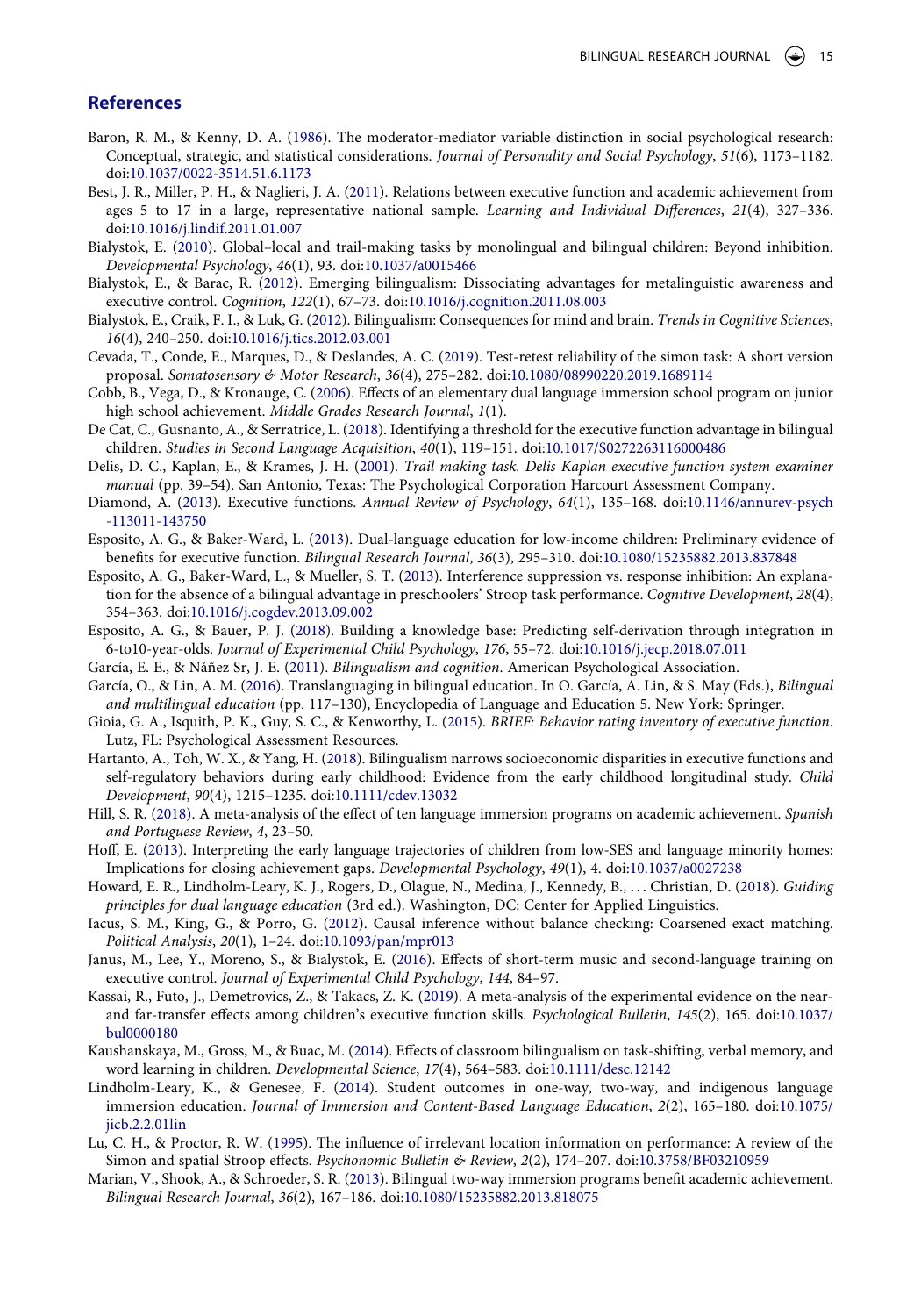## References

Baron, R. M., & Kenny, D. A. (1986). The moderator-mediator variable distinction in social psychological research: Conceptual, strategic, and statistical considerations. *Journal of Personality and Social Psychology*, *51*(6), 1173–1182. doi:10.1037/0022-3514.51.6.1173

Best, J. R., Miller, P. H., & Naglieri, J. A. (2011). Relations between executive function and academic achievement from ages 5 to 17 in a large, representative national sample. *Learning and Individual Differences*, *21*(4), 327–336. doi:10.1016/j.lindif.2011.01.007

Bialystok, E. (2010). Global–local and trail-making tasks by monolingual and bilingual children: Beyond inhibition. *Developmental Psychology*, *46*(1), 93. doi:10.1037/a0015466

Bialystok, E., & Barac, R. (2012). Emerging bilingualism: Dissociating advantages for metalinguistic awareness and executive control. *Cognition*, *122*(1), 67–73. doi:10.1016/j.cognition.2011.08.003

Bialystok, E., Craik, F. I., & Luk, G. (2012). Bilingualism: Consequences for mind and brain. *Trends in Cognitive Sciences*, *16*(4), 240–250. doi:10.1016/j.tics.2012.03.001

Cevada, T., Conde, E., Marques, D., & Deslandes, A. C. (2019). Test-retest reliability of the simon task: A short version proposal. *Somatosensory & Motor Research*, *36*(4), 275–282. doi:10.1080/08990220.2019.1689114

Cobb, B., Vega, D., & Kronauge, C. (2006). Effects of an elementary dual language immersion school program on junior high school achievement. *Middle Grades Research Journal*, *1*(1).

De Cat, C., Gusnanto, A., & Serratrice, L. (2018). Identifying a threshold for the executive function advantage in bilingual children. *Studies in Second Language Acquisition*, *40*(1), 119–151. doi:10.1017/S0272263116000486

Delis, D. C., Kaplan, E., & Krames, J. H. (2001). *Trail making task. Delis Kaplan executive function system examiner manual* (pp. 39–54). San Antonio, Texas: The Psychological Corporation Harcourt Assessment Company.

Diamond, A. (2013). Executive functions. *Annual Review of Psychology*, *64*(1), 135–168. doi:10.1146/annurev-psych-113011-143750

Esposito, A. G., & Baker-Ward, L. (2013). Dual-language education for low-income children: Preliminary evidence of benefits for executive function. *Bilingual Research Journal*, *36*(3), 295–310. doi:10.1080/15235882.2013.837848

Esposito, A. G., Baker-Ward, L., & Mueller, S. T. (2013). Interference suppression vs. response inhibition: An explanation for the absence of a bilingual advantage in preschoolers' Stroop task performance. *Cognitive Development*, *28*(4), 354–363. doi:10.1016/j.cogdev.2013.09.002

Esposito, A. G., & Bauer, P. J. (2018). Building a knowledge base: Predicting self-derivation through integration in 6-to10-year-olds. *Journal of Experimental Child Psychology*, *176*, 55–72. doi:10.1016/j.jecp.2018.07.011

García, E. E., & Náñez Sr, J. E. (2011). *Bilingualism and cognition*. American Psychological Association.

García, O., & Lin, A. M. (2016). Translanguaging in bilingual education. In O. García, A. Lin, & S. May (Eds.), *Bilingual and multilingual education* (pp. 117–130), Encyclopedia of Language and Education 5. New York: Springer.

Gioia, G. A., Isquith, P. K., Guy, S. C., & Kenworthy, L. (2015). *BRIEF: Behavior rating inventory of executive function*. Lutz, FL: Psychological Assessment Resources.

Hartanto, A., Toh, W. X., & Yang, H. (2018). Bilingualism narrows socioeconomic disparities in executive functions and self-regulatory behaviors during early childhood: Evidence from the early childhood longitudinal study. *Child Development*, *90*(4), 1215–1235. doi:10.1111/cdev.13032

Hill, S. R. (2018). A meta-analysis of the effect of ten language immersion programs on academic achievement. *Spanish and Portuguese Review*, *4*, 23–50.

Hoff, E. (2013). Interpreting the early language trajectories of children from low-SES and language minority homes: Implications for closing achievement gaps. *Developmental Psychology*, *49*(1), 4. doi:10.1037/a0027238

Howard, E. R., Lindholm-Leary, K. J., Rogers, D., Olague, N., Medina, J., Kennedy, B., … Christian, D. (2018). *Guiding principles for dual language education* (3rd ed.). Washington, DC: Center for Applied Linguistics.

Iacus, S. M., King, G., & Porro, G. (2012). Causal inference without balance checking: Coarsened exact matching. *Political Analysis*, *20*(1), 1–24. doi:10.1093/pan/mpr013

Janus, M., Lee, Y., Moreno, S., & Bialystok, E. (2016). Effects of short-term music and second-language training on executive control. *Journal of Experimental Child Psychology*, *144*, 84–97.

Kassai, R., Futo, J., Demetrovics, Z., & Takacs, Z. K. (2019). A meta-analysis of the experimental evidence on the near- and far-transfer effects among children's executive function skills. *Psychological Bulletin*, *145*(2), 165. doi:10.1037/bul0000180

Kaushanskaya, M., Gross, M., & Buac, M. (2014). Effects of classroom bilingualism on task-shifting, verbal memory, and word learning in children. *Developmental Science*, *17*(4), 564–583. doi:10.1111/desc.12142

Lindholm-Leary, K., & Genesee, F. (2014). Student outcomes in one-way, two-way, and indigenous language immersion education. *Journal of Immersion and Content-Based Language Education*, *2*(2), 165–180. doi:10.1075/jicb.2.2.01lin

Lu, C. H., & Proctor, R. W. (1995). The influence of irrelevant location information on performance: A review of the Simon and spatial Stroop effects. *Psychonomic Bulletin & Review*, *2*(2), 174–207. doi:10.3758/BF03210959

Marian, V., Shook, A., & Schroeder, S. R. (2013). Bilingual two-way immersion programs benefit academic achievement. *Bilingual Research Journal*, *36*(2), 167–186. doi:10.1080/15235882.2013.818075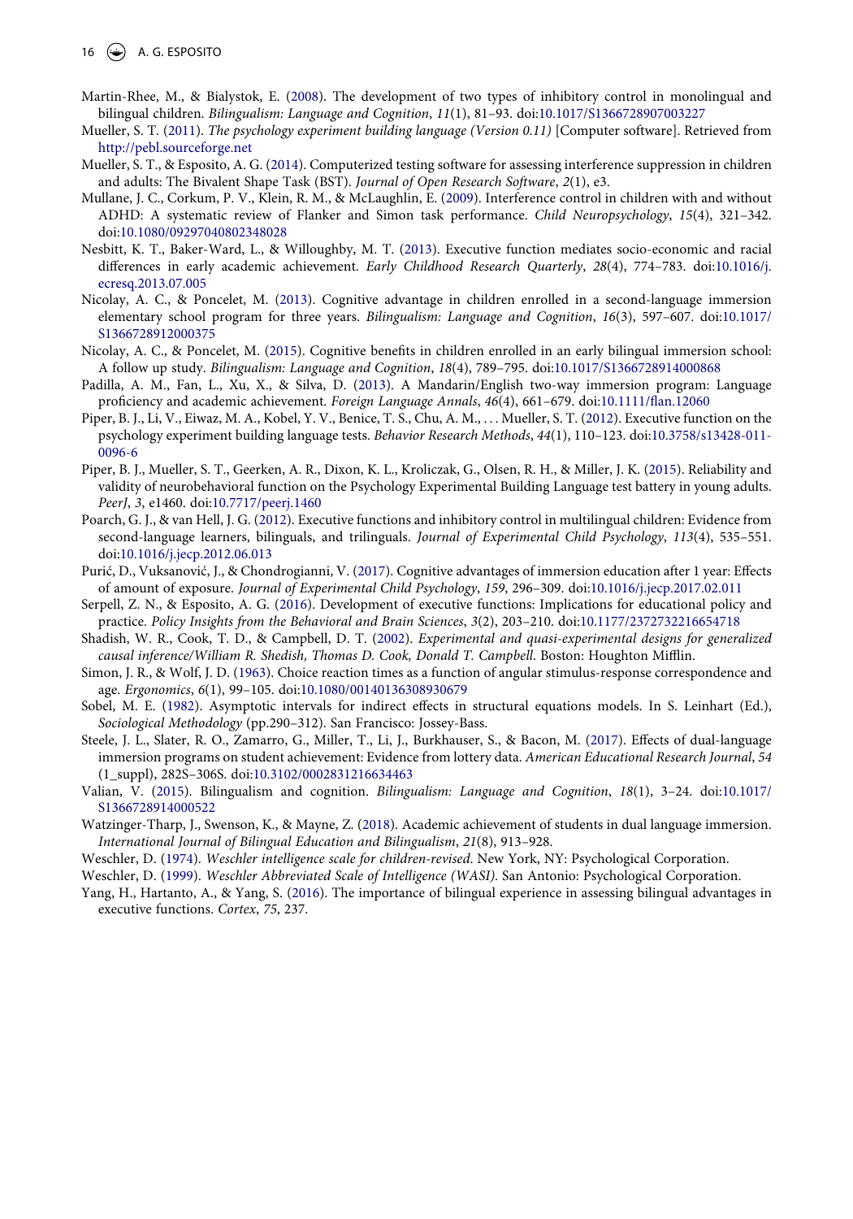Martin-Rhee, M., & Bialystok, E. (2008). The development of two types of inhibitory control in monolingual and bilingual children. *Bilingualism: Language and Cognition*, *11*(1), 81–93. doi:10.1017/S1366728907003227

Mueller, S. T. (2011). *The psychology experiment building language (Version 0.11)* [Computer software]. Retrieved from http://pebl.sourceforge.net

Mueller, S. T., & Esposito, A. G. (2014). Computerized testing software for assessing interference suppression in children and adults: The Bivalent Shape Task (BST). *Journal of Open Research Software*, *2*(1), e3.

Mullane, J. C., Corkum, P. V., Klein, R. M., & McLaughlin, E. (2009). Interference control in children with and without ADHD: A systematic review of Flanker and Simon task performance. *Child Neuropsychology*, *15*(4), 321–342. doi:10.1080/09297040802348028

Nesbitt, K. T., Baker-Ward, L., & Willoughby, M. T. (2013). Executive function mediates socio-economic and racial differences in early academic achievement. *Early Childhood Research Quarterly*, *28*(4), 774–783. doi:10.1016/j.ecresq.2013.07.005

Nicolay, A. C., & Poncelet, M. (2013). Cognitive advantage in children enrolled in a second-language immersion elementary school program for three years. *Bilingualism: Language and Cognition*, *16*(3), 597–607. doi:10.1017/S1366728912000375

Nicolay, A. C., & Poncelet, M. (2015). Cognitive benefits in children enrolled in an early bilingual immersion school: A follow up study. *Bilingualism: Language and Cognition*, *18*(4), 789–795. doi:10.1017/S1366728914000868

Padilla, A. M., Fan, L., Xu, X., & Silva, D. (2013). A Mandarin/English two-way immersion program: Language proficiency and academic achievement. *Foreign Language Annals*, *46*(4), 661–679. doi:10.1111/flan.12060

Piper, B. J., Li, V., Eiwaz, M. A., Kobel, Y. V., Benice, T. S., Chu, A. M., . . . Mueller, S. T. (2012). Executive function on the psychology experiment building language tests. *Behavior Research Methods*, *44*(1), 110–123. doi:10.3758/s13428-011-0096-6

Piper, B. J., Mueller, S. T., Geerken, A. R., Dixon, K. L., Kroliczak, G., Olsen, R. H., & Miller, J. K. (2015). Reliability and validity of neurobehavioral function on the Psychology Experimental Building Language test battery in young adults. *PeerJ*, *3*, e1460. doi:10.7717/peerj.1460

Poarch, G. J., & van Hell, J. G. (2012). Executive functions and inhibitory control in multilingual children: Evidence from second-language learners, bilinguals, and trilinguals. *Journal of Experimental Child Psychology*, *113*(4), 535–551. doi:10.1016/j.jecp.2012.06.013

Purić, D., Vuksanović, J., & Chondrogianni, V. (2017). Cognitive advantages of immersion education after 1 year: Effects of amount of exposure. *Journal of Experimental Child Psychology*, *159*, 296–309. doi:10.1016/j.jecp.2017.02.011

Serpell, Z. N., & Esposito, A. G. (2016). Development of executive functions: Implications for educational policy and practice. *Policy Insights from the Behavioral and Brain Sciences*, *3*(2), 203–210. doi:10.1177/2372732216654718

Shadish, W. R., Cook, T. D., & Campbell, D. T. (2002). *Experimental and quasi-experimental designs for generalized causal inference/William R. Shedish, Thomas D. Cook, Donald T. Campbell*. Boston: Houghton Mifflin.

Simon, J. R., & Wolf, J. D. (1963). Choice reaction times as a function of angular stimulus-response correspondence and age. *Ergonomics*, *6*(1), 99–105. doi:10.1080/00140136308930679

Sobel, M. E. (1982). Asymptotic intervals for indirect effects in structural equations models. In S. Leinhart (Ed.), *Sociological Methodology* (pp.290–312). San Francisco: Jossey-Bass.

Steele, J. L., Slater, R. O., Zamarro, G., Miller, T., Li, J., Burkhauser, S., & Bacon, M. (2017). Effects of dual-language immersion programs on student achievement: Evidence from lottery data. *American Educational Research Journal*, *54* (1_suppl), 282S–306S. doi:10.3102/0002831216634463

Valian, V. (2015). Bilingualism and cognition. *Bilingualism: Language and Cognition*, *18*(1), 3–24. doi:10.1017/S1366728914000522

Watzinger-Tharp, J., Swenson, K., & Mayne, Z. (2018). Academic achievement of students in dual language immersion. *International Journal of Bilingual Education and Bilingualism*, *21*(8), 913–928.

Weschler, D. (1974). *Weschler intelligence scale for children-revised*. New York, NY: Psychological Corporation.

Weschler, D. (1999). *Weschler Abbreviated Scale of Intelligence (WASI)*. San Antonio: Psychological Corporation.

Yang, H., Hartanto, A., & Yang, S. (2016). The importance of bilingual experience in assessing bilingual advantages in executive functions. *Cortex*, *75*, 237.